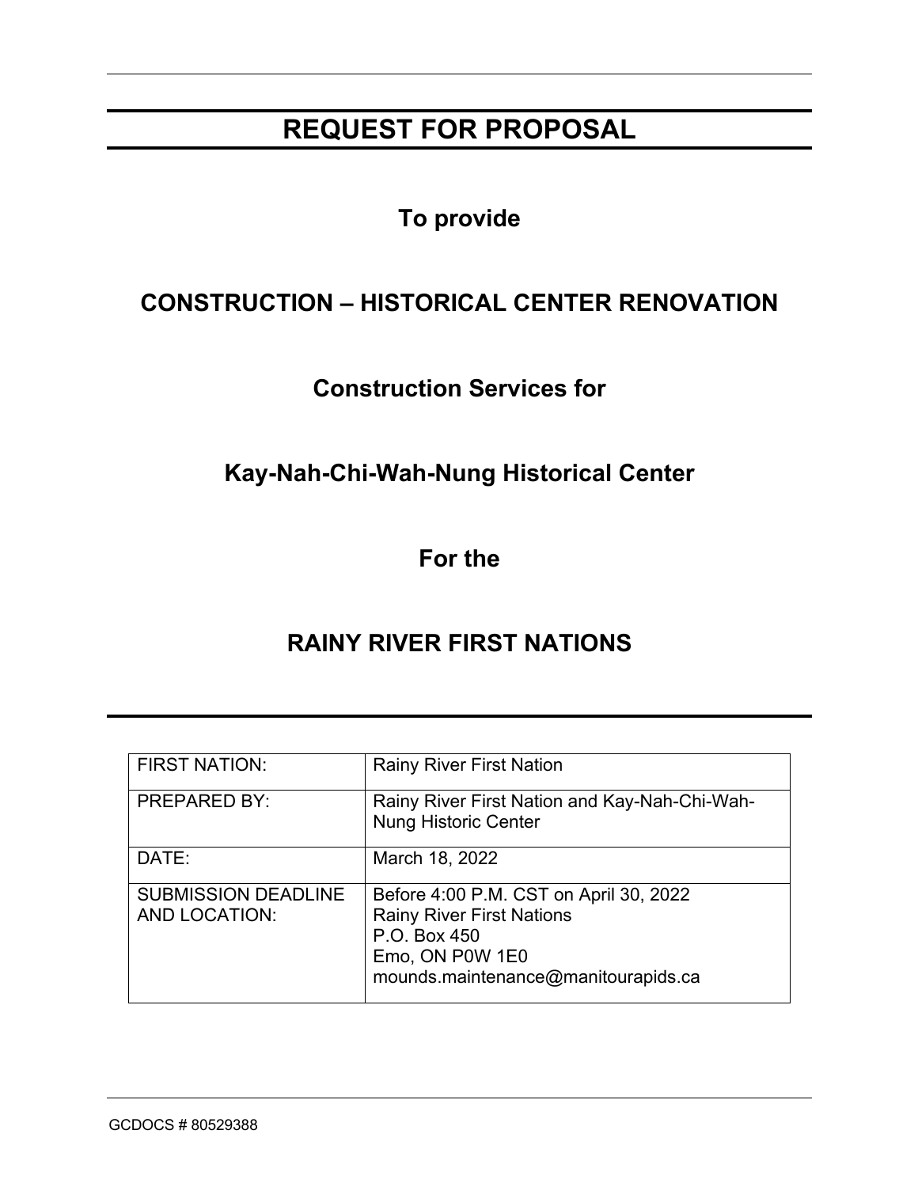# REQUEST FOR PROPOSAL

**To provide**

## CONSTRUCTION – HISTORICAL CENTER RENOVATION

**Construction Services for**

**Kay-Nah-Chi-Wah-Nung Historical Center**

**For the**

## RAINY RIVER FIRST NATIONS

| | |
|---|---|
| FIRST NATION: | Rainy River First Nation |
| PREPARED BY: | Rainy River First Nation and Kay-Nah-Chi-Wah-Nung Historic Center |
| DATE: | March 18, 2022 |
| SUBMISSION DEADLINE AND LOCATION: | Before 4:00 P.M. CST on April 30, 2022<br>Rainy River First Nations<br>P.O. Box 450<br>Emo, ON P0W 1E0<br>mounds.maintenance@manitourapids.ca |

GCDOCS # 80529388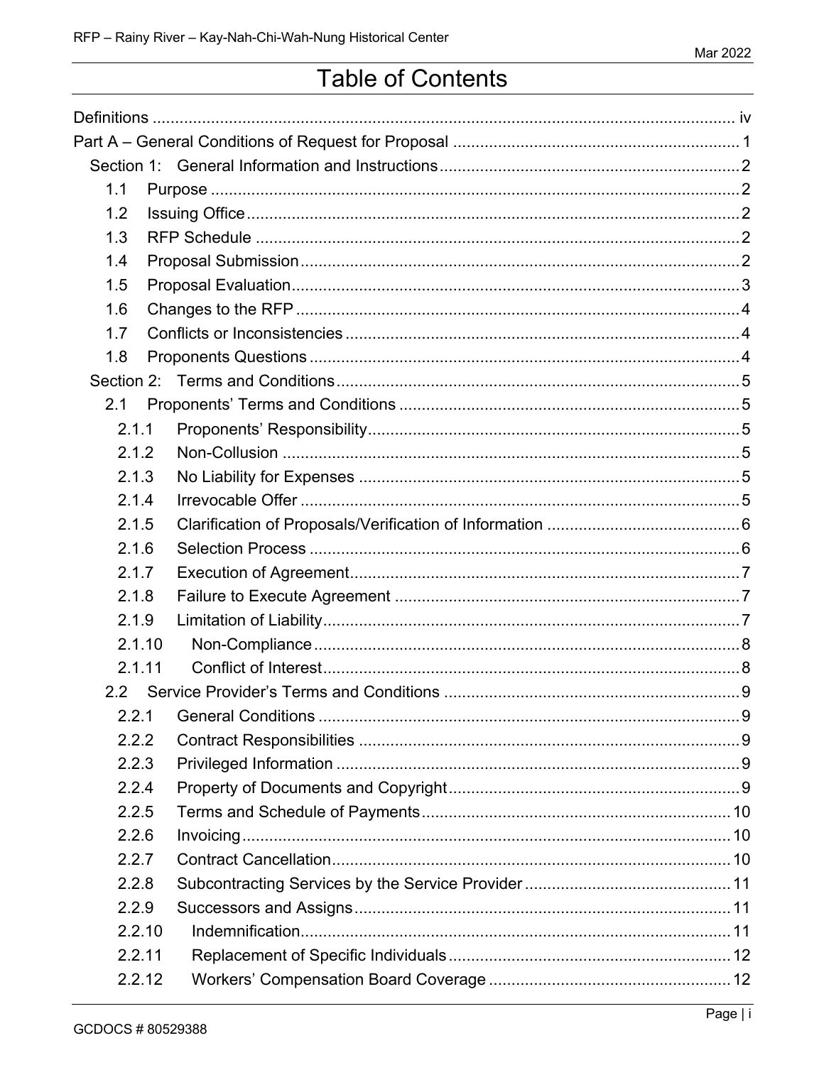# Table of Contents

Definitions ........................................................................................................................ iv

Part A – General Conditions of Request for Proposal ..................................................................... 1

- Section 1: General Information and Instructions .................................................................. 2
  - 1.1 Purpose ........................................................................................................... 2
  - 1.2 Issuing Office ................................................................................................... 2
  - 1.3 RFP Schedule ................................................................................................... 2
  - 1.4 Proposal Submission ......................................................................................... 2
  - 1.5 Proposal Evaluation .......................................................................................... 3
  - 1.6 Changes to the RFP .......................................................................................... 4
  - 1.7 Conflicts or Inconsistencies ................................................................................ 4
  - 1.8 Proponents Questions ........................................................................................ 4
- Section 2: Terms and Conditions ........................................................................................ 5
  - 2.1 Proponents' Terms and Conditions ...................................................................... 5
    - 2.1.1 Proponents' Responsibility .......................................................................... 5
    - 2.1.2 Non-Collusion ............................................................................................ 5
    - 2.1.3 No Liability for Expenses ............................................................................ 5
    - 2.1.4 Irrevocable Offer ........................................................................................ 5
    - 2.1.5 Clarification of Proposals/Verification of Information ....................................... 6
    - 2.1.6 Selection Process ....................................................................................... 6
    - 2.1.7 Execution of Agreement .............................................................................. 7
    - 2.1.8 Failure to Execute Agreement ...................................................................... 7
    - 2.1.9 Limitation of Liability ................................................................................... 7
    - 2.1.10 Non-Compliance ....................................................................................... 8
    - 2.1.11 Conflict of Interest ..................................................................................... 8
  - 2.2 Service Provider's Terms and Conditions .............................................................. 9
    - 2.2.1 General Conditions ..................................................................................... 9
    - 2.2.2 Contract Responsibilities ............................................................................. 9
    - 2.2.3 Privileged Information ................................................................................. 9
    - 2.2.4 Property of Documents and Copyright ........................................................... 9
    - 2.2.5 Terms and Schedule of Payments ................................................................ 10
    - 2.2.6 Invoicing ................................................................................................. 10
    - 2.2.7 Contract Cancellation ................................................................................ 10
    - 2.2.8 Subcontracting Services by the Service Provider ........................................... 11
    - 2.2.9 Successors and Assigns ............................................................................ 11
    - 2.2.10 Indemnification ....................................................................................... 11
    - 2.2.11 Replacement of Specific Individuals ........................................................... 12
    - 2.2.12 Workers' Compensation Board Coverage .................................................... 12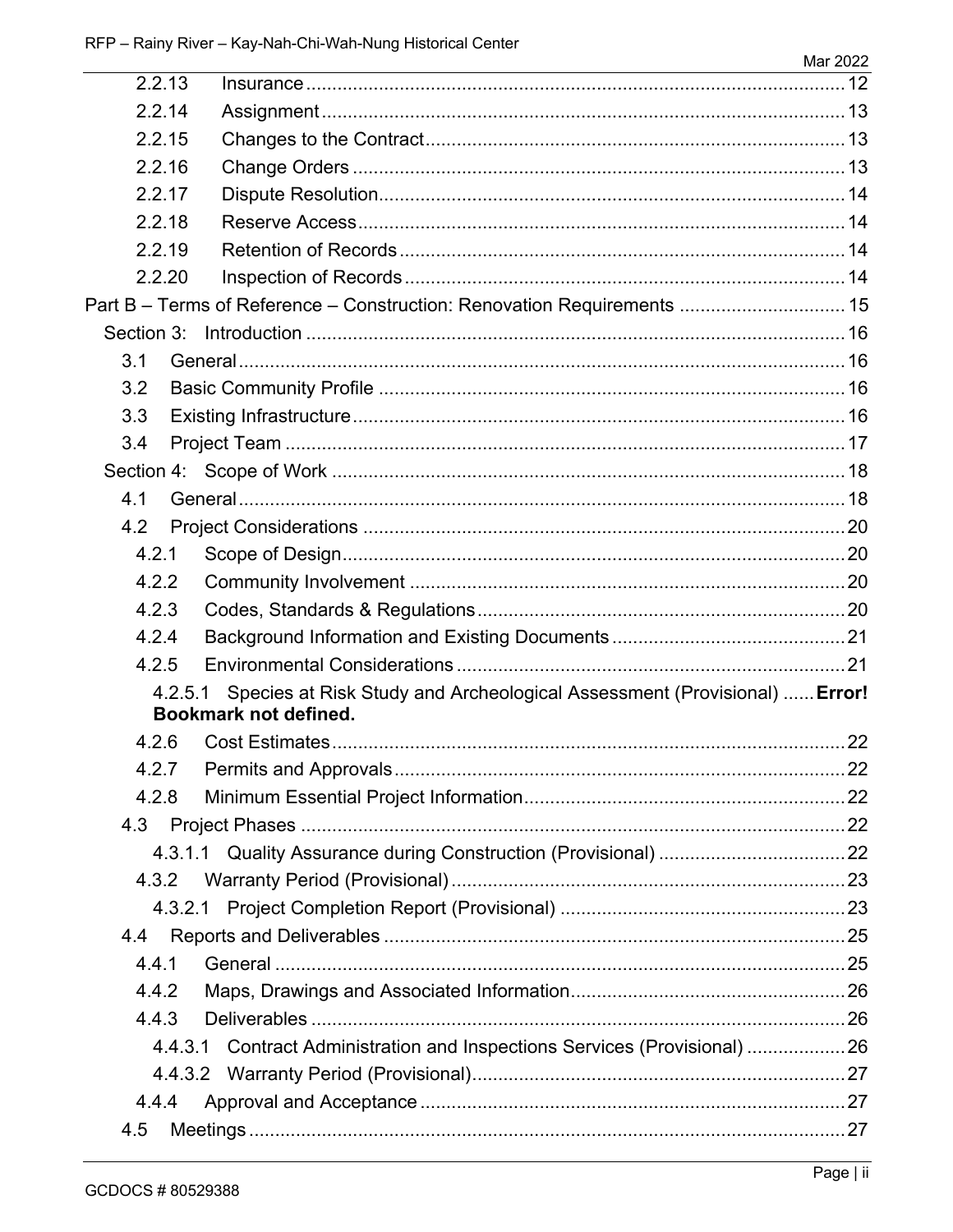2.2.13 Insurance ........................................................................................................ 12
2.2.14 Assignment ..................................................................................................... 13
2.2.15 Changes to the Contract ................................................................................. 13
2.2.16 Change Orders ............................................................................................... 13
2.2.17 Dispute Resolution .......................................................................................... 14
2.2.18 Reserve Access ............................................................................................... 14
2.2.19 Retention of Records ...................................................................................... 14
2.2.20 Inspection of Records ..................................................................................... 14

Part B – Terms of Reference – Construction: Renovation Requirements ................................ 15

Section 3: Introduction ........................................................................................................ 16
3.1 General ..................................................................................................................... 16
3.2 Basic Community Profile .......................................................................................... 16
3.3 Existing Infrastructure ............................................................................................... 16
3.4 Project Team ............................................................................................................ 17

Section 4: Scope of Work .................................................................................................... 18
4.1 General ..................................................................................................................... 18
4.2 Project Considerations ............................................................................................. 20
4.2.1 Scope of Design ................................................................................................. 20
4.2.2 Community Involvement .................................................................................... 20
4.2.3 Codes, Standards & Regulations ....................................................................... 20
4.2.4 Background Information and Existing Documents ............................................. 21
4.2.5 Environmental Considerations ........................................................................... 21
4.2.5.1 Species at Risk Study and Archeological Assessment (Provisional) ...... **Error! Bookmark not defined.**
4.2.6 Cost Estimates ................................................................................................... 22
4.2.7 Permits and Approvals ....................................................................................... 22
4.2.8 Minimum Essential Project Information .............................................................. 22
4.3 Project Phases ......................................................................................................... 22
4.3.1.1 Quality Assurance during Construction (Provisional) .................................... 22
4.3.2 Warranty Period (Provisional) ............................................................................ 23
4.3.2.1 Project Completion Report (Provisional) ....................................................... 23
4.4 Reports and Deliverables ......................................................................................... 25
4.4.1 General .............................................................................................................. 25
4.4.2 Maps, Drawings and Associated Information ..................................................... 26
4.4.3 Deliverables ....................................................................................................... 26
4.4.3.1 Contract Administration and Inspections Services (Provisional) ................... 26
4.4.3.2 Warranty Period (Provisional) ........................................................................ 27
4.4.4 Approval and Acceptance .................................................................................. 27
4.5 Meetings ................................................................................................................... 27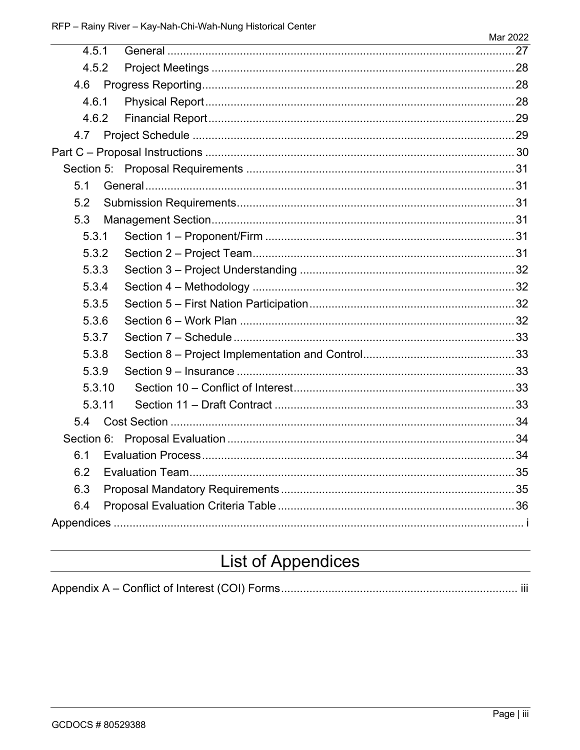4.5.1 General ..... 27

4.5.2 Project Meetings ..... 28

4.6 Progress Reporting ..... 28

4.6.1 Physical Report ..... 28

4.6.2 Financial Report ..... 29

4.7 Project Schedule ..... 29

Part C – Proposal Instructions ..... 30

Section 5: Proposal Requirements ..... 31

5.1 General ..... 31

5.2 Submission Requirements ..... 31

5.3 Management Section ..... 31

5.3.1 Section 1 – Proponent/Firm ..... 31

5.3.2 Section 2 – Project Team ..... 31

5.3.3 Section 3 – Project Understanding ..... 32

5.3.4 Section 4 – Methodology ..... 32

5.3.5 Section 5 – First Nation Participation ..... 32

5.3.6 Section 6 – Work Plan ..... 32

5.3.7 Section 7 – Schedule ..... 33

5.3.8 Section 8 – Project Implementation and Control ..... 33

5.3.9 Section 9 – Insurance ..... 33

5.3.10 Section 10 – Conflict of Interest ..... 33

5.3.11 Section 11 – Draft Contract ..... 33

5.4 Cost Section ..... 34

Section 6: Proposal Evaluation ..... 34

6.1 Evaluation Process ..... 34

6.2 Evaluation Team ..... 35

6.3 Proposal Mandatory Requirements ..... 35

6.4 Proposal Evaluation Criteria Table ..... 36

Appendices ..... i

# List of Appendices

Appendix A – Conflict of Interest (COI) Forms ..... iii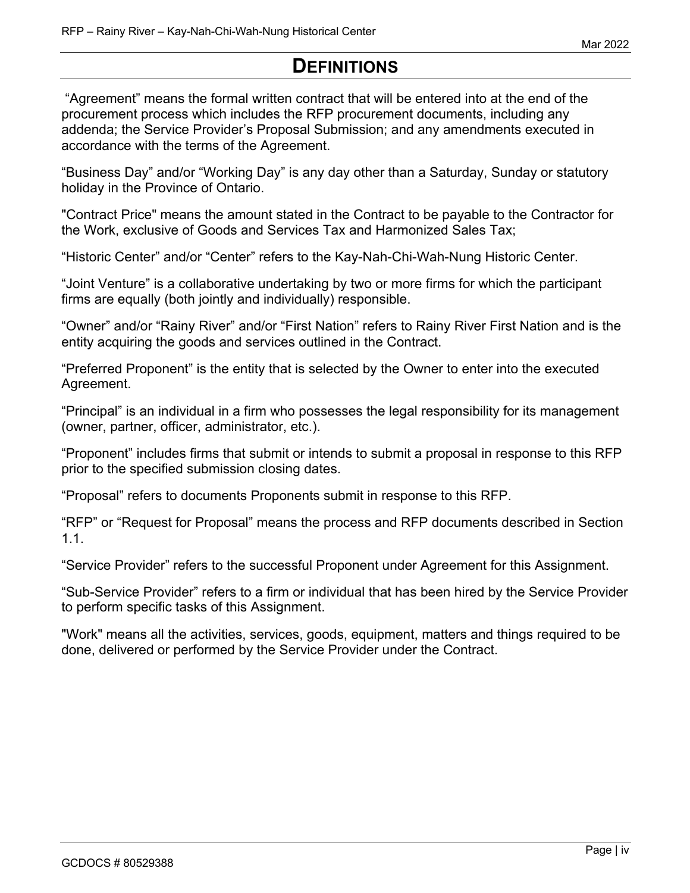# DEFINITIONS

"Agreement" means the formal written contract that will be entered into at the end of the procurement process which includes the RFP procurement documents, including any addenda; the Service Provider's Proposal Submission; and any amendments executed in accordance with the terms of the Agreement.

"Business Day" and/or "Working Day" is any day other than a Saturday, Sunday or statutory holiday in the Province of Ontario.

"Contract Price" means the amount stated in the Contract to be payable to the Contractor for the Work, exclusive of Goods and Services Tax and Harmonized Sales Tax;

"Historic Center" and/or "Center" refers to the Kay-Nah-Chi-Wah-Nung Historic Center.

"Joint Venture" is a collaborative undertaking by two or more firms for which the participant firms are equally (both jointly and individually) responsible.

"Owner" and/or "Rainy River" and/or "First Nation" refers to Rainy River First Nation and is the entity acquiring the goods and services outlined in the Contract.

"Preferred Proponent" is the entity that is selected by the Owner to enter into the executed Agreement.

"Principal" is an individual in a firm who possesses the legal responsibility for its management (owner, partner, officer, administrator, etc.).

"Proponent" includes firms that submit or intends to submit a proposal in response to this RFP prior to the specified submission closing dates.

"Proposal" refers to documents Proponents submit in response to this RFP.

"RFP" or "Request for Proposal" means the process and RFP documents described in Section 1.1.

"Service Provider" refers to the successful Proponent under Agreement for this Assignment.

"Sub-Service Provider" refers to a firm or individual that has been hired by the Service Provider to perform specific tasks of this Assignment.

"Work" means all the activities, services, goods, equipment, matters and things required to be done, delivered or performed by the Service Provider under the Contract.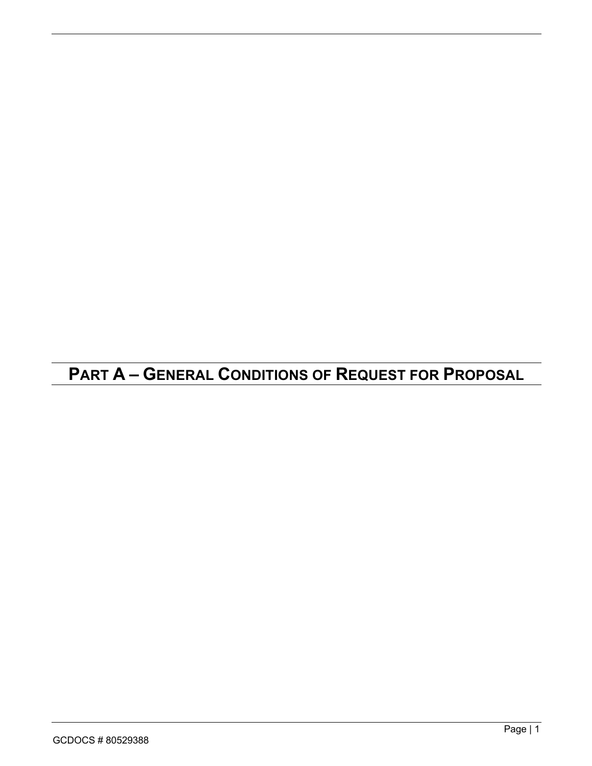# PART A – GENERAL CONDITIONS OF REQUEST FOR PROPOSAL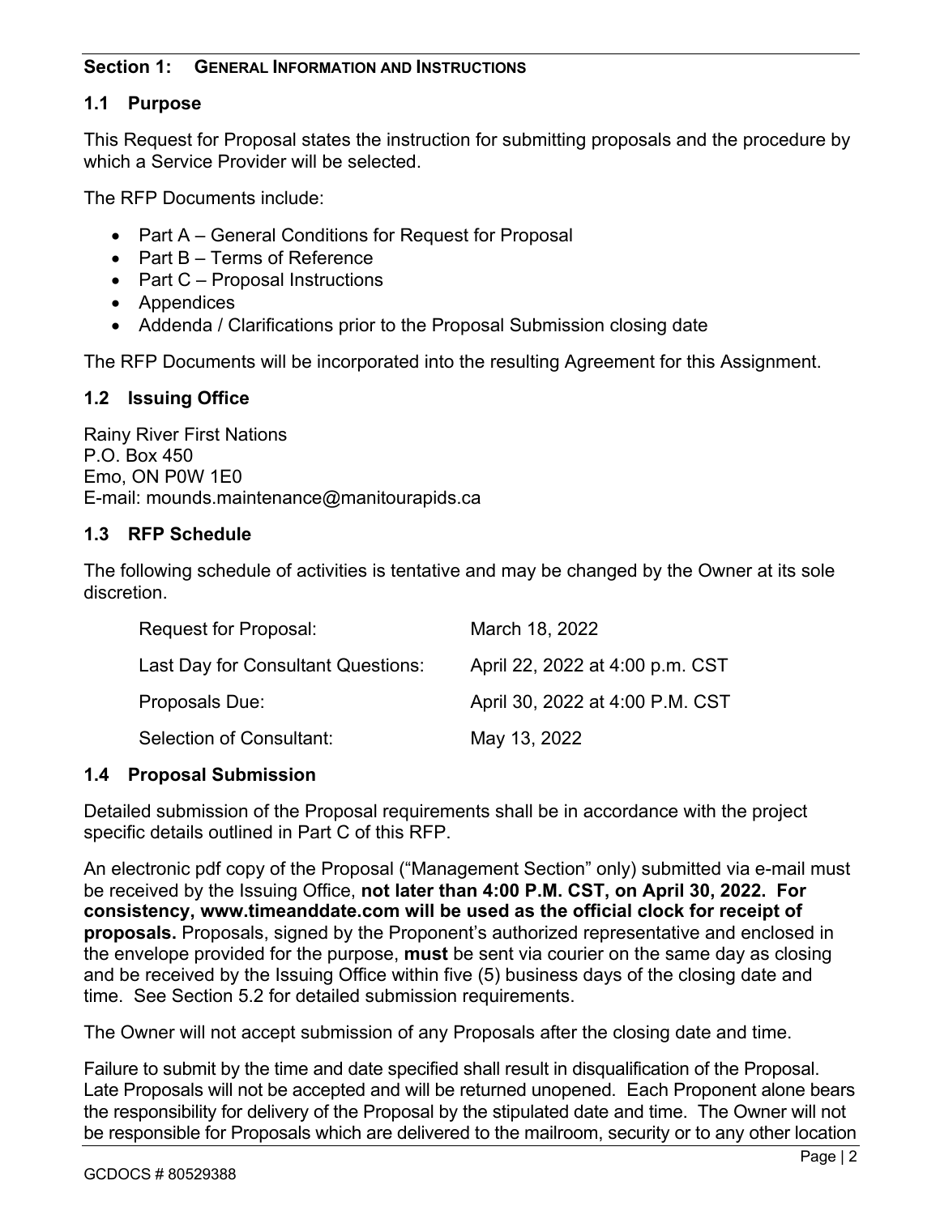## Section 1: General Information and Instructions

### 1.1 Purpose

This Request for Proposal states the instruction for submitting proposals and the procedure by which a Service Provider will be selected.

The RFP Documents include:

- Part A – General Conditions for Request for Proposal
- Part B – Terms of Reference
- Part C – Proposal Instructions
- Appendices
- Addenda / Clarifications prior to the Proposal Submission closing date

The RFP Documents will be incorporated into the resulting Agreement for this Assignment.

### 1.2 Issuing Office

Rainy River First Nations
P.O. Box 450
Emo, ON P0W 1E0
E-mail: mounds.maintenance@manitourapids.ca

### 1.3 RFP Schedule

The following schedule of activities is tentative and may be changed by the Owner at its sole discretion.

| | |
|---|---|
| Request for Proposal: | March 18, 2022 |
| Last Day for Consultant Questions: | April 22, 2022 at 4:00 p.m. CST |
| Proposals Due: | April 30, 2022 at 4:00 P.M. CST |
| Selection of Consultant: | May 13, 2022 |

### 1.4 Proposal Submission

Detailed submission of the Proposal requirements shall be in accordance with the project specific details outlined in Part C of this RFP.

An electronic pdf copy of the Proposal ("Management Section" only) submitted via e-mail must be received by the Issuing Office, **not later than 4:00 P.M. CST, on April 30, 2022. For consistency, www.timeanddate.com will be used as the official clock for receipt of proposals.** Proposals, signed by the Proponent's authorized representative and enclosed in the envelope provided for the purpose, **must** be sent via courier on the same day as closing and be received by the Issuing Office within five (5) business days of the closing date and time. See Section 5.2 for detailed submission requirements.

The Owner will not accept submission of any Proposals after the closing date and time.

Failure to submit by the time and date specified shall result in disqualification of the Proposal. Late Proposals will not be accepted and will be returned unopened. Each Proponent alone bears the responsibility for delivery of the Proposal by the stipulated date and time. The Owner will not be responsible for Proposals which are delivered to the mailroom, security or to any other location

GCDOCS # 80529388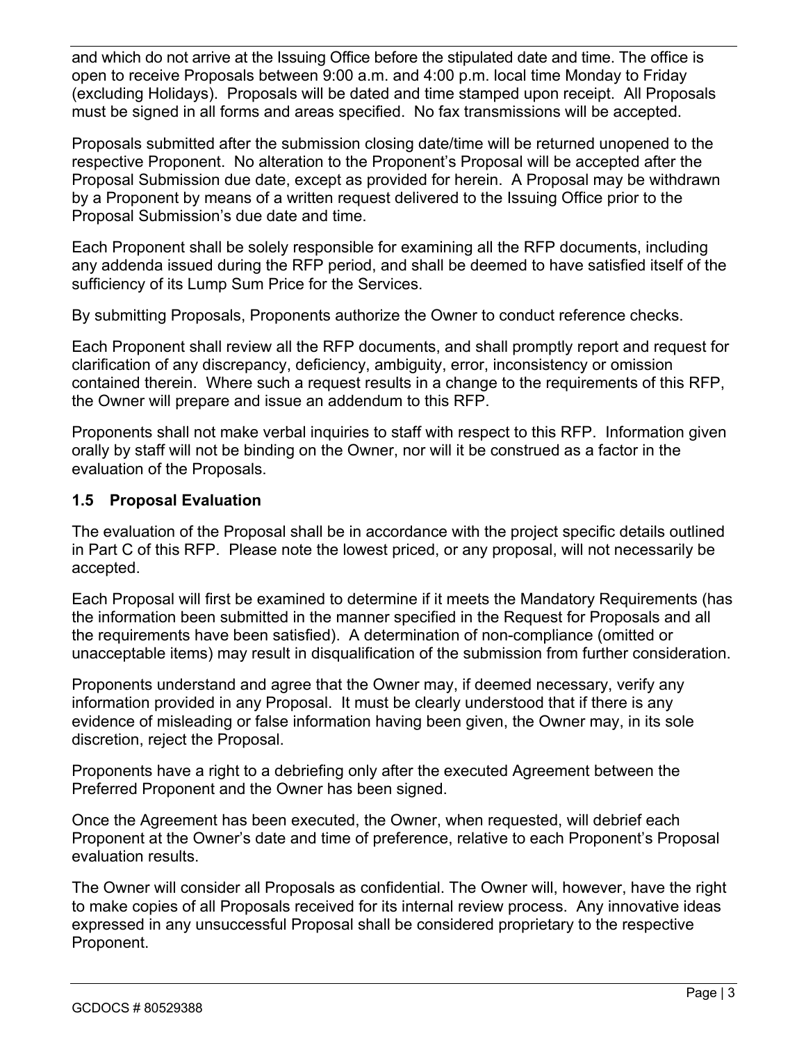and which do not arrive at the Issuing Office before the stipulated date and time. The office is open to receive Proposals between 9:00 a.m. and 4:00 p.m. local time Monday to Friday (excluding Holidays). Proposals will be dated and time stamped upon receipt. All Proposals must be signed in all forms and areas specified. No fax transmissions will be accepted.

Proposals submitted after the submission closing date/time will be returned unopened to the respective Proponent. No alteration to the Proponent's Proposal will be accepted after the Proposal Submission due date, except as provided for herein. A Proposal may be withdrawn by a Proponent by means of a written request delivered to the Issuing Office prior to the Proposal Submission's due date and time.

Each Proponent shall be solely responsible for examining all the RFP documents, including any addenda issued during the RFP period, and shall be deemed to have satisfied itself of the sufficiency of its Lump Sum Price for the Services.

By submitting Proposals, Proponents authorize the Owner to conduct reference checks.

Each Proponent shall review all the RFP documents, and shall promptly report and request for clarification of any discrepancy, deficiency, ambiguity, error, inconsistency or omission contained therein. Where such a request results in a change to the requirements of this RFP, the Owner will prepare and issue an addendum to this RFP.

Proponents shall not make verbal inquiries to staff with respect to this RFP. Information given orally by staff will not be binding on the Owner, nor will it be construed as a factor in the evaluation of the Proposals.

### 1.5 Proposal Evaluation

The evaluation of the Proposal shall be in accordance with the project specific details outlined in Part C of this RFP. Please note the lowest priced, or any proposal, will not necessarily be accepted.

Each Proposal will first be examined to determine if it meets the Mandatory Requirements (has the information been submitted in the manner specified in the Request for Proposals and all the requirements have been satisfied). A determination of non-compliance (omitted or unacceptable items) may result in disqualification of the submission from further consideration.

Proponents understand and agree that the Owner may, if deemed necessary, verify any information provided in any Proposal. It must be clearly understood that if there is any evidence of misleading or false information having been given, the Owner may, in its sole discretion, reject the Proposal.

Proponents have a right to a debriefing only after the executed Agreement between the Preferred Proponent and the Owner has been signed.

Once the Agreement has been executed, the Owner, when requested, will debrief each Proponent at the Owner's date and time of preference, relative to each Proponent's Proposal evaluation results.

The Owner will consider all Proposals as confidential. The Owner will, however, have the right to make copies of all Proposals received for its internal review process. Any innovative ideas expressed in any unsuccessful Proposal shall be considered proprietary to the respective Proponent.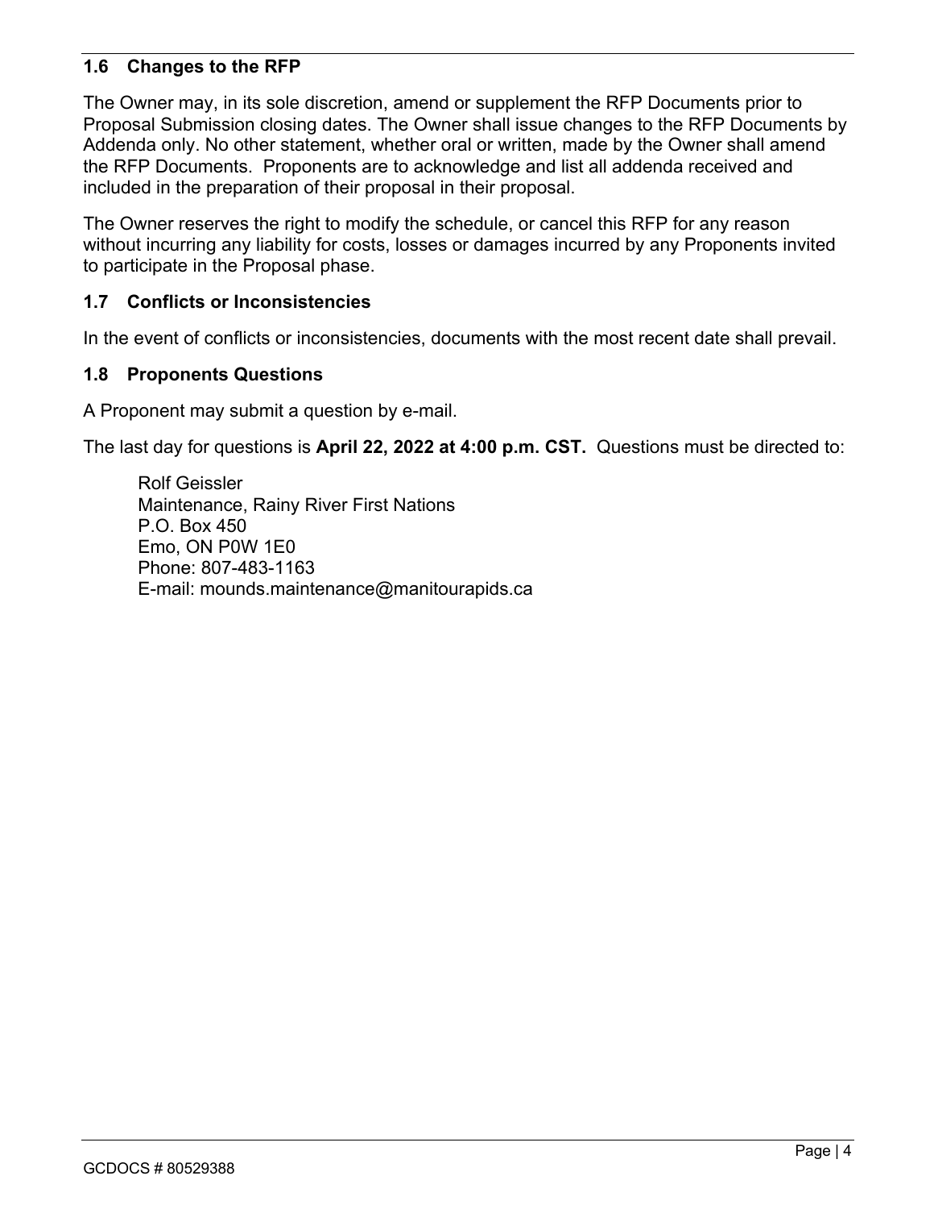### 1.6 Changes to the RFP

The Owner may, in its sole discretion, amend or supplement the RFP Documents prior to Proposal Submission closing dates. The Owner shall issue changes to the RFP Documents by Addenda only. No other statement, whether oral or written, made by the Owner shall amend the RFP Documents. Proponents are to acknowledge and list all addenda received and included in the preparation of their proposal in their proposal.

The Owner reserves the right to modify the schedule, or cancel this RFP for any reason without incurring any liability for costs, losses or damages incurred by any Proponents invited to participate in the Proposal phase.

### 1.7 Conflicts or Inconsistencies

In the event of conflicts or inconsistencies, documents with the most recent date shall prevail.

### 1.8 Proponents Questions

A Proponent may submit a question by e-mail.

The last day for questions is **April 22, 2022 at 4:00 p.m. CST.** Questions must be directed to:

Rolf Geissler
Maintenance, Rainy River First Nations
P.O. Box 450
Emo, ON P0W 1E0
Phone: 807-483-1163
E-mail: mounds.maintenance@manitourapids.ca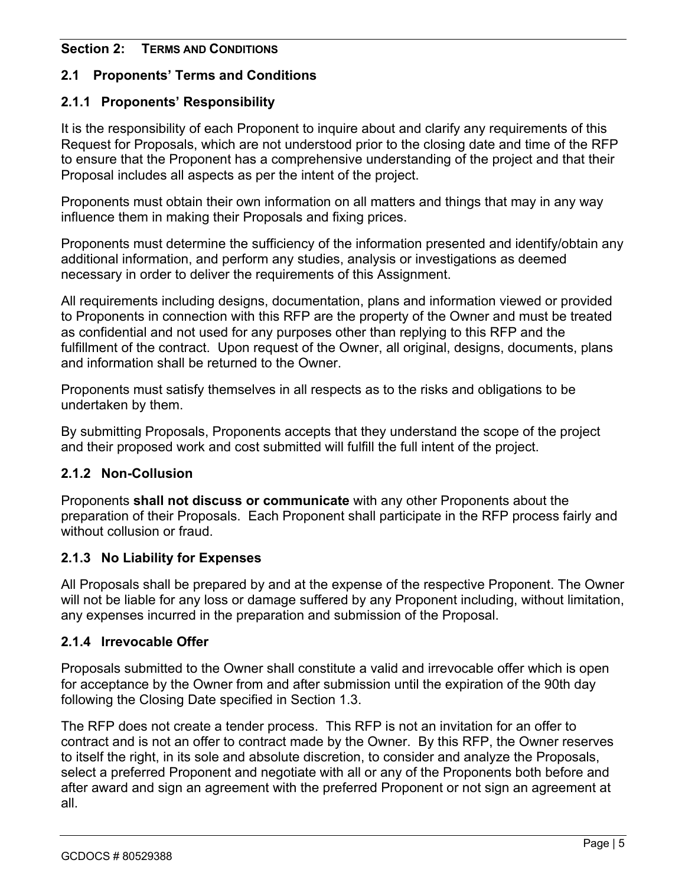## Section 2: TERMS AND CONDITIONS

### 2.1 Proponents' Terms and Conditions

#### 2.1.1 Proponents' Responsibility

It is the responsibility of each Proponent to inquire about and clarify any requirements of this Request for Proposals, which are not understood prior to the closing date and time of the RFP to ensure that the Proponent has a comprehensive understanding of the project and that their Proposal includes all aspects as per the intent of the project.

Proponents must obtain their own information on all matters and things that may in any way influence them in making their Proposals and fixing prices.

Proponents must determine the sufficiency of the information presented and identify/obtain any additional information, and perform any studies, analysis or investigations as deemed necessary in order to deliver the requirements of this Assignment.

All requirements including designs, documentation, plans and information viewed or provided to Proponents in connection with this RFP are the property of the Owner and must be treated as confidential and not used for any purposes other than replying to this RFP and the fulfillment of the contract. Upon request of the Owner, all original, designs, documents, plans and information shall be returned to the Owner.

Proponents must satisfy themselves in all respects as to the risks and obligations to be undertaken by them.

By submitting Proposals, Proponents accepts that they understand the scope of the project and their proposed work and cost submitted will fulfill the full intent of the project.

#### 2.1.2 Non-Collusion

Proponents **shall not discuss or communicate** with any other Proponents about the preparation of their Proposals. Each Proponent shall participate in the RFP process fairly and without collusion or fraud.

#### 2.1.3 No Liability for Expenses

All Proposals shall be prepared by and at the expense of the respective Proponent. The Owner will not be liable for any loss or damage suffered by any Proponent including, without limitation, any expenses incurred in the preparation and submission of the Proposal.

#### 2.1.4 Irrevocable Offer

Proposals submitted to the Owner shall constitute a valid and irrevocable offer which is open for acceptance by the Owner from and after submission until the expiration of the 90th day following the Closing Date specified in Section 1.3.

The RFP does not create a tender process. This RFP is not an invitation for an offer to contract and is not an offer to contract made by the Owner. By this RFP, the Owner reserves to itself the right, in its sole and absolute discretion, to consider and analyze the Proposals, select a preferred Proponent and negotiate with all or any of the Proponents both before and after award and sign an agreement with the preferred Proponent or not sign an agreement at all.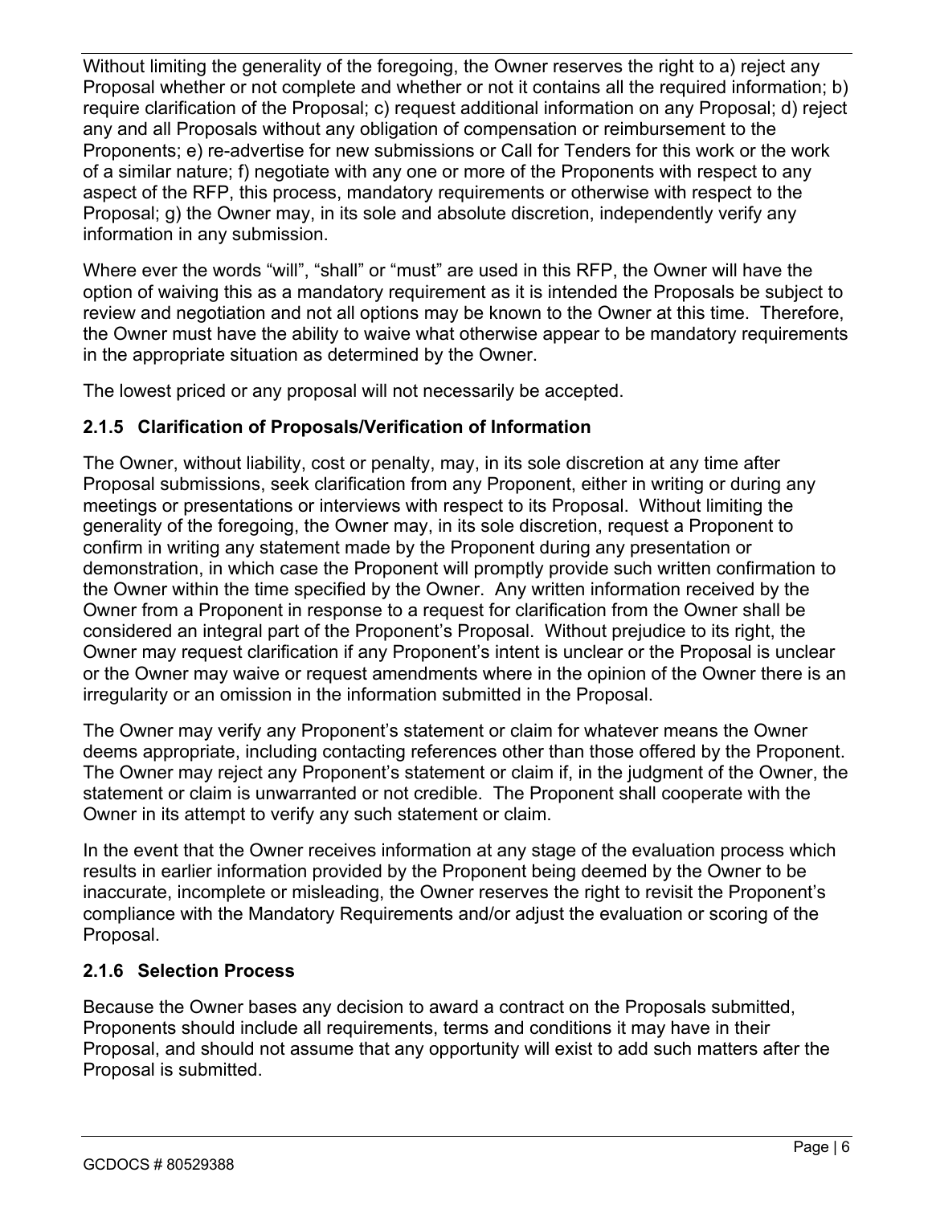Without limiting the generality of the foregoing, the Owner reserves the right to a) reject any Proposal whether or not complete and whether or not it contains all the required information; b) require clarification of the Proposal; c) request additional information on any Proposal; d) reject any and all Proposals without any obligation of compensation or reimbursement to the Proponents; e) re-advertise for new submissions or Call for Tenders for this work or the work of a similar nature; f) negotiate with any one or more of the Proponents with respect to any aspect of the RFP, this process, mandatory requirements or otherwise with respect to the Proposal; g) the Owner may, in its sole and absolute discretion, independently verify any information in any submission.

Where ever the words “will”, “shall” or “must” are used in this RFP, the Owner will have the option of waiving this as a mandatory requirement as it is intended the Proposals be subject to review and negotiation and not all options may be known to the Owner at this time. Therefore, the Owner must have the ability to waive what otherwise appear to be mandatory requirements in the appropriate situation as determined by the Owner.

The lowest priced or any proposal will not necessarily be accepted.

### 2.1.5 Clarification of Proposals/Verification of Information

The Owner, without liability, cost or penalty, may, in its sole discretion at any time after Proposal submissions, seek clarification from any Proponent, either in writing or during any meetings or presentations or interviews with respect to its Proposal. Without limiting the generality of the foregoing, the Owner may, in its sole discretion, request a Proponent to confirm in writing any statement made by the Proponent during any presentation or demonstration, in which case the Proponent will promptly provide such written confirmation to the Owner within the time specified by the Owner. Any written information received by the Owner from a Proponent in response to a request for clarification from the Owner shall be considered an integral part of the Proponent’s Proposal. Without prejudice to its right, the Owner may request clarification if any Proponent’s intent is unclear or the Proposal is unclear or the Owner may waive or request amendments where in the opinion of the Owner there is an irregularity or an omission in the information submitted in the Proposal.

The Owner may verify any Proponent’s statement or claim for whatever means the Owner deems appropriate, including contacting references other than those offered by the Proponent. The Owner may reject any Proponent’s statement or claim if, in the judgment of the Owner, the statement or claim is unwarranted or not credible. The Proponent shall cooperate with the Owner in its attempt to verify any such statement or claim.

In the event that the Owner receives information at any stage of the evaluation process which results in earlier information provided by the Proponent being deemed by the Owner to be inaccurate, incomplete or misleading, the Owner reserves the right to revisit the Proponent’s compliance with the Mandatory Requirements and/or adjust the evaluation or scoring of the Proposal.

### 2.1.6 Selection Process

Because the Owner bases any decision to award a contract on the Proposals submitted, Proponents should include all requirements, terms and conditions it may have in their Proposal, and should not assume that any opportunity will exist to add such matters after the Proposal is submitted.

GCDOCS # 80529388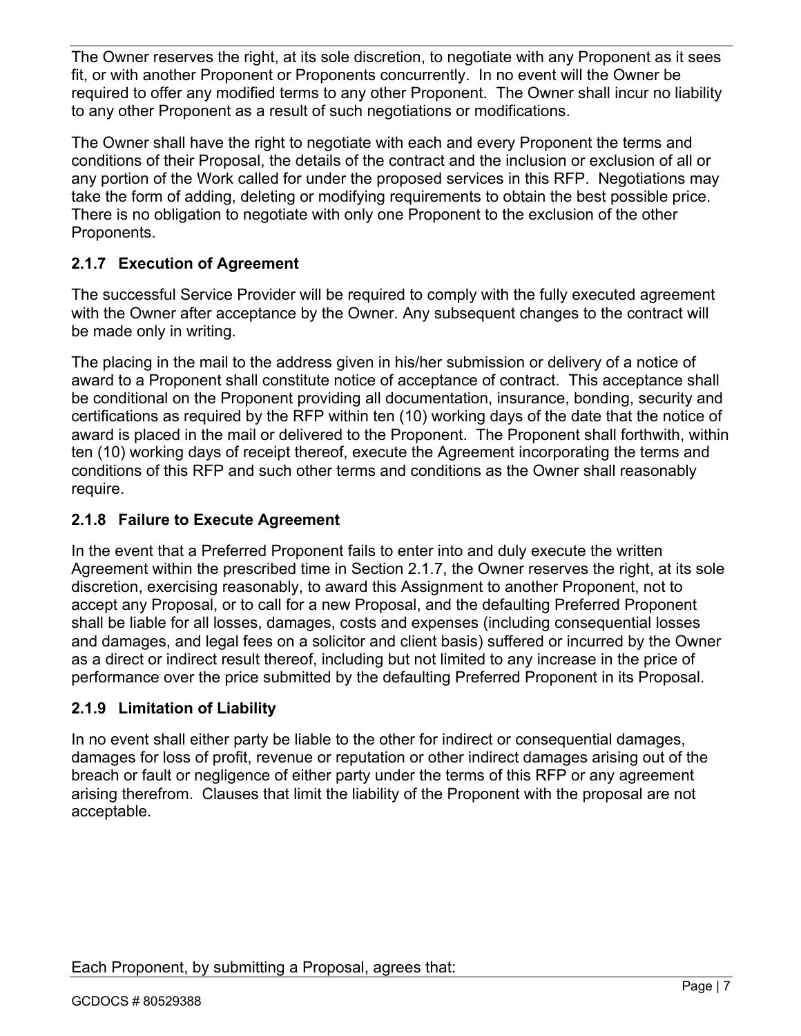The Owner reserves the right, at its sole discretion, to negotiate with any Proponent as it sees fit, or with another Proponent or Proponents concurrently. In no event will the Owner be required to offer any modified terms to any other Proponent. The Owner shall incur no liability to any other Proponent as a result of such negotiations or modifications.

The Owner shall have the right to negotiate with each and every Proponent the terms and conditions of their Proposal, the details of the contract and the inclusion or exclusion of all or any portion of the Work called for under the proposed services in this RFP. Negotiations may take the form of adding, deleting or modifying requirements to obtain the best possible price. There is no obligation to negotiate with only one Proponent to the exclusion of the other Proponents.

### 2.1.7 Execution of Agreement

The successful Service Provider will be required to comply with the fully executed agreement with the Owner after acceptance by the Owner. Any subsequent changes to the contract will be made only in writing.

The placing in the mail to the address given in his/her submission or delivery of a notice of award to a Proponent shall constitute notice of acceptance of contract. This acceptance shall be conditional on the Proponent providing all documentation, insurance, bonding, security and certifications as required by the RFP within ten (10) working days of the date that the notice of award is placed in the mail or delivered to the Proponent. The Proponent shall forthwith, within ten (10) working days of receipt thereof, execute the Agreement incorporating the terms and conditions of this RFP and such other terms and conditions as the Owner shall reasonably require.

### 2.1.8 Failure to Execute Agreement

In the event that a Preferred Proponent fails to enter into and duly execute the written Agreement within the prescribed time in Section 2.1.7, the Owner reserves the right, at its sole discretion, exercising reasonably, to award this Assignment to another Proponent, not to accept any Proposal, or to call for a new Proposal, and the defaulting Preferred Proponent shall be liable for all losses, damages, costs and expenses (including consequential losses and damages, and legal fees on a solicitor and client basis) suffered or incurred by the Owner as a direct or indirect result thereof, including but not limited to any increase in the price of performance over the price submitted by the defaulting Preferred Proponent in its Proposal.

### 2.1.9 Limitation of Liability

In no event shall either party be liable to the other for indirect or consequential damages, damages for loss of profit, revenue or reputation or other indirect damages arising out of the breach or fault or negligence of either party under the terms of this RFP or any agreement arising therefrom. Clauses that limit the liability of the Proponent with the proposal are not acceptable.

Each Proponent, by submitting a Proposal, agrees that: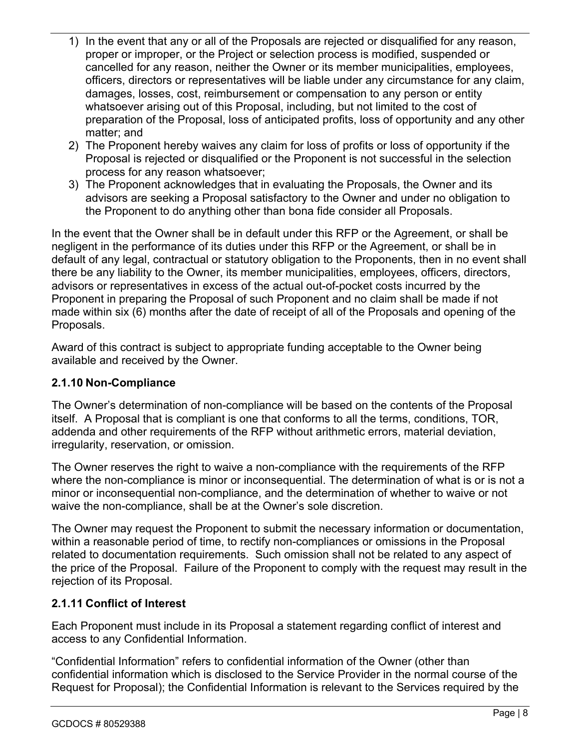1) In the event that any or all of the Proposals are rejected or disqualified for any reason, proper or improper, or the Project or selection process is modified, suspended or cancelled for any reason, neither the Owner or its member municipalities, employees, officers, directors or representatives will be liable under any circumstance for any claim, damages, losses, cost, reimbursement or compensation to any person or entity whatsoever arising out of this Proposal, including, but not limited to the cost of preparation of the Proposal, loss of anticipated profits, loss of opportunity and any other matter; and
2) The Proponent hereby waives any claim for loss of profits or loss of opportunity if the Proposal is rejected or disqualified or the Proponent is not successful in the selection process for any reason whatsoever;
3) The Proponent acknowledges that in evaluating the Proposals, the Owner and its advisors are seeking a Proposal satisfactory to the Owner and under no obligation to the Proponent to do anything other than bona fide consider all Proposals.

In the event that the Owner shall be in default under this RFP or the Agreement, or shall be negligent in the performance of its duties under this RFP or the Agreement, or shall be in default of any legal, contractual or statutory obligation to the Proponents, then in no event shall there be any liability to the Owner, its member municipalities, employees, officers, directors, advisors or representatives in excess of the actual out-of-pocket costs incurred by the Proponent in preparing the Proposal of such Proponent and no claim shall be made if not made within six (6) months after the date of receipt of all of the Proposals and opening of the Proposals.

Award of this contract is subject to appropriate funding acceptable to the Owner being available and received by the Owner.

### 2.1.10 Non-Compliance

The Owner's determination of non-compliance will be based on the contents of the Proposal itself. A Proposal that is compliant is one that conforms to all the terms, conditions, TOR, addenda and other requirements of the RFP without arithmetic errors, material deviation, irregularity, reservation, or omission.

The Owner reserves the right to waive a non-compliance with the requirements of the RFP where the non-compliance is minor or inconsequential. The determination of what is or is not a minor or inconsequential non-compliance, and the determination of whether to waive or not waive the non-compliance, shall be at the Owner's sole discretion.

The Owner may request the Proponent to submit the necessary information or documentation, within a reasonable period of time, to rectify non-compliances or omissions in the Proposal related to documentation requirements. Such omission shall not be related to any aspect of the price of the Proposal. Failure of the Proponent to comply with the request may result in the rejection of its Proposal.

### 2.1.11 Conflict of Interest

Each Proponent must include in its Proposal a statement regarding conflict of interest and access to any Confidential Information.

"Confidential Information" refers to confidential information of the Owner (other than confidential information which is disclosed to the Service Provider in the normal course of the Request for Proposal); the Confidential Information is relevant to the Services required by the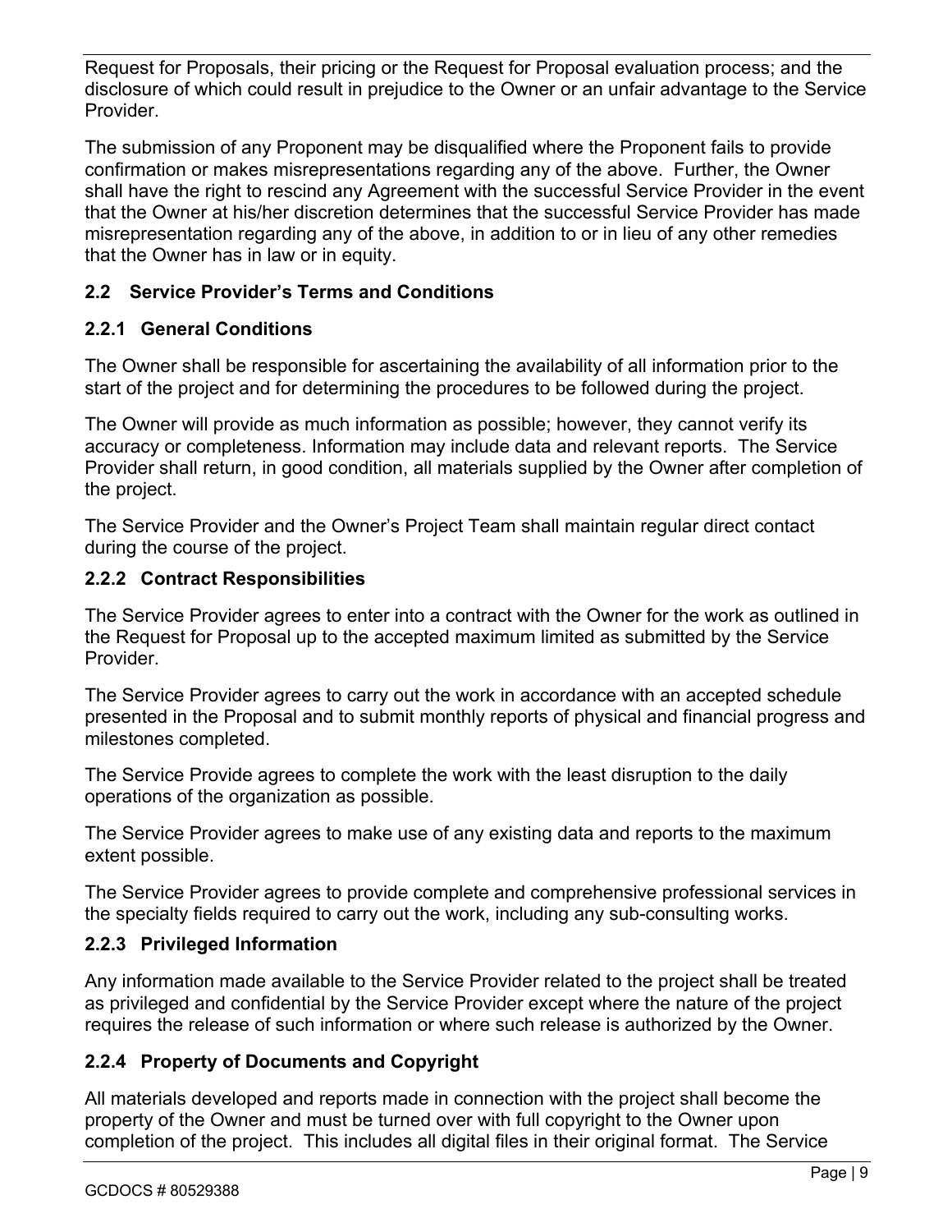Request for Proposals, their pricing or the Request for Proposal evaluation process; and the disclosure of which could result in prejudice to the Owner or an unfair advantage to the Service Provider.

The submission of any Proponent may be disqualified where the Proponent fails to provide confirmation or makes misrepresentations regarding any of the above. Further, the Owner shall have the right to rescind any Agreement with the successful Service Provider in the event that the Owner at his/her discretion determines that the successful Service Provider has made misrepresentation regarding any of the above, in addition to or in lieu of any other remedies that the Owner has in law or in equity.

## 2.2 Service Provider's Terms and Conditions

### 2.2.1 General Conditions

The Owner shall be responsible for ascertaining the availability of all information prior to the start of the project and for determining the procedures to be followed during the project.

The Owner will provide as much information as possible; however, they cannot verify its accuracy or completeness. Information may include data and relevant reports. The Service Provider shall return, in good condition, all materials supplied by the Owner after completion of the project.

The Service Provider and the Owner's Project Team shall maintain regular direct contact during the course of the project.

### 2.2.2 Contract Responsibilities

The Service Provider agrees to enter into a contract with the Owner for the work as outlined in the Request for Proposal up to the accepted maximum limited as submitted by the Service Provider.

The Service Provider agrees to carry out the work in accordance with an accepted schedule presented in the Proposal and to submit monthly reports of physical and financial progress and milestones completed.

The Service Provide agrees to complete the work with the least disruption to the daily operations of the organization as possible.

The Service Provider agrees to make use of any existing data and reports to the maximum extent possible.

The Service Provider agrees to provide complete and comprehensive professional services in the specialty fields required to carry out the work, including any sub-consulting works.

### 2.2.3 Privileged Information

Any information made available to the Service Provider related to the project shall be treated as privileged and confidential by the Service Provider except where the nature of the project requires the release of such information or where such release is authorized by the Owner.

### 2.2.4 Property of Documents and Copyright

All materials developed and reports made in connection with the project shall become the property of the Owner and must be turned over with full copyright to the Owner upon completion of the project. This includes all digital files in their original format. The Service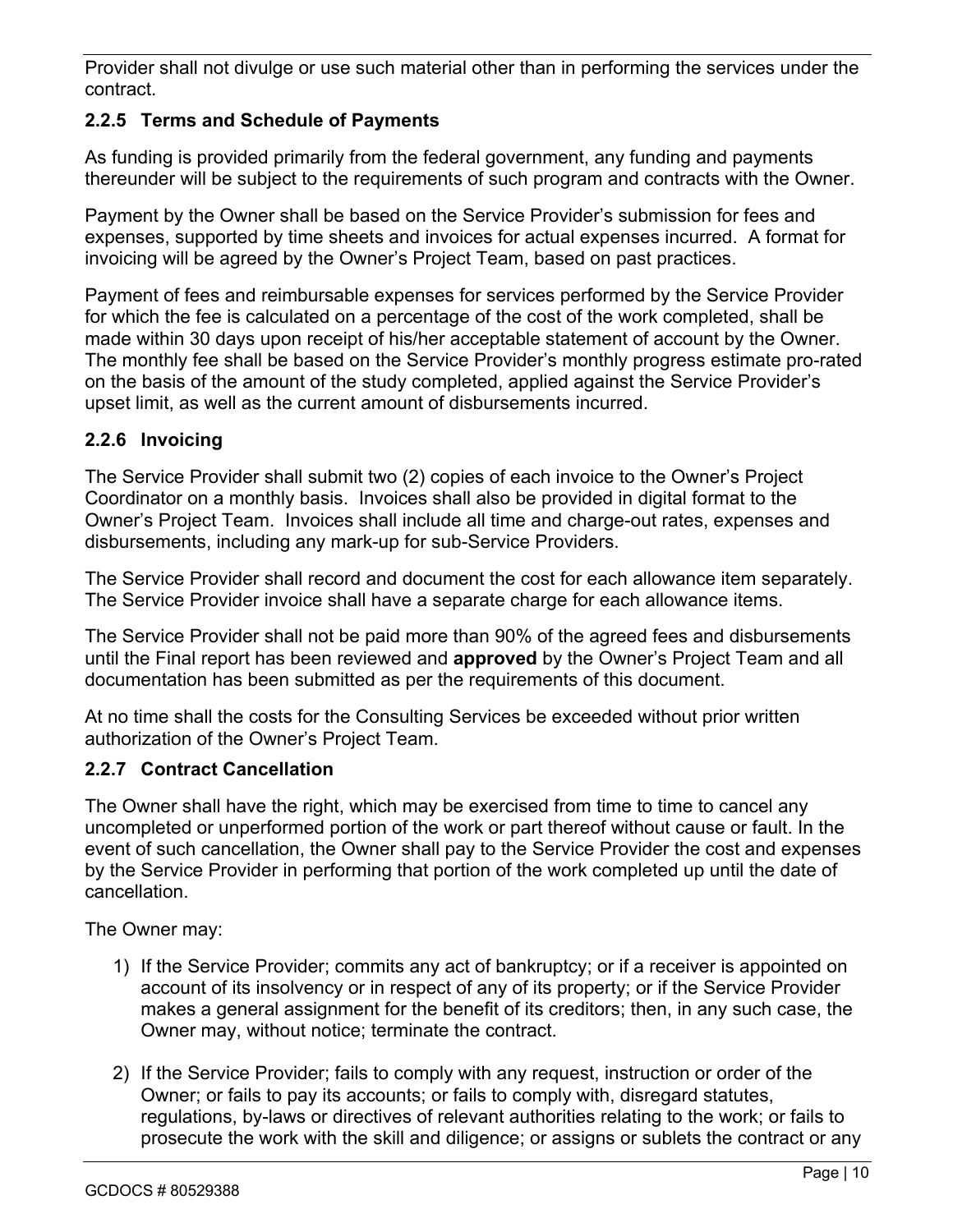Provider shall not divulge or use such material other than in performing the services under the contract.

### 2.2.5 Terms and Schedule of Payments

As funding is provided primarily from the federal government, any funding and payments thereunder will be subject to the requirements of such program and contracts with the Owner.

Payment by the Owner shall be based on the Service Provider's submission for fees and expenses, supported by time sheets and invoices for actual expenses incurred. A format for invoicing will be agreed by the Owner's Project Team, based on past practices.

Payment of fees and reimbursable expenses for services performed by the Service Provider for which the fee is calculated on a percentage of the cost of the work completed, shall be made within 30 days upon receipt of his/her acceptable statement of account by the Owner. The monthly fee shall be based on the Service Provider's monthly progress estimate pro-rated on the basis of the amount of the study completed, applied against the Service Provider's upset limit, as well as the current amount of disbursements incurred.

### 2.2.6 Invoicing

The Service Provider shall submit two (2) copies of each invoice to the Owner's Project Coordinator on a monthly basis. Invoices shall also be provided in digital format to the Owner's Project Team. Invoices shall include all time and charge-out rates, expenses and disbursements, including any mark-up for sub-Service Providers.

The Service Provider shall record and document the cost for each allowance item separately. The Service Provider invoice shall have a separate charge for each allowance items.

The Service Provider shall not be paid more than 90% of the agreed fees and disbursements until the Final report has been reviewed and **approved** by the Owner's Project Team and all documentation has been submitted as per the requirements of this document.

At no time shall the costs for the Consulting Services be exceeded without prior written authorization of the Owner's Project Team.

### 2.2.7 Contract Cancellation

The Owner shall have the right, which may be exercised from time to time to cancel any uncompleted or unperformed portion of the work or part thereof without cause or fault. In the event of such cancellation, the Owner shall pay to the Service Provider the cost and expenses by the Service Provider in performing that portion of the work completed up until the date of cancellation.

The Owner may:

1) If the Service Provider; commits any act of bankruptcy; or if a receiver is appointed on account of its insolvency or in respect of any of its property; or if the Service Provider makes a general assignment for the benefit of its creditors; then, in any such case, the Owner may, without notice; terminate the contract.

2) If the Service Provider; fails to comply with any request, instruction or order of the Owner; or fails to pay its accounts; or fails to comply with, disregard statutes, regulations, by-laws or directives of relevant authorities relating to the work; or fails to prosecute the work with the skill and diligence; or assigns or sublets the contract or any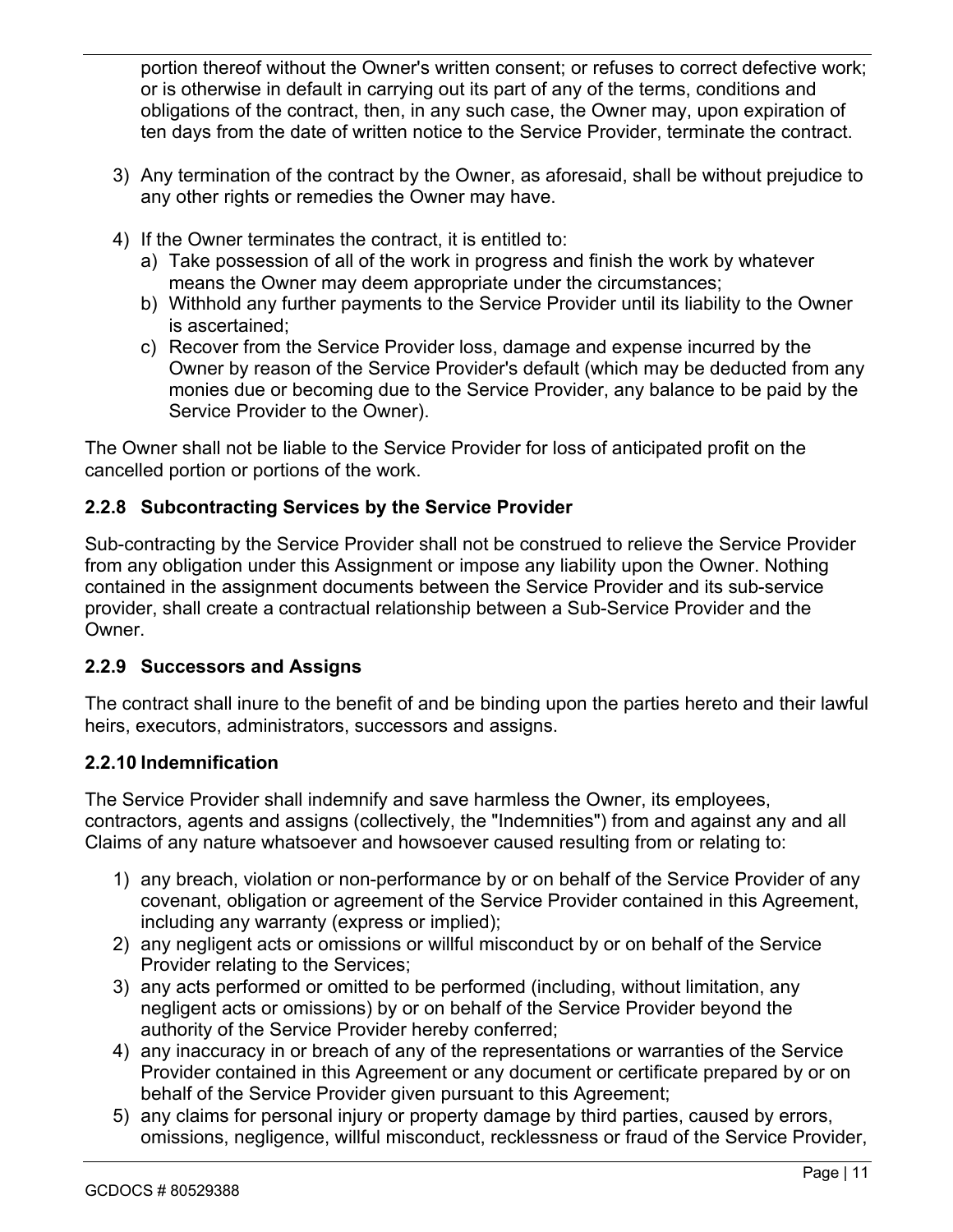portion thereof without the Owner's written consent; or refuses to correct defective work; or is otherwise in default in carrying out its part of any of the terms, conditions and obligations of the contract, then, in any such case, the Owner may, upon expiration of ten days from the date of written notice to the Service Provider, terminate the contract.

3) Any termination of the contract by the Owner, as aforesaid, shall be without prejudice to any other rights or remedies the Owner may have.

4) If the Owner terminates the contract, it is entitled to:
   a) Take possession of all of the work in progress and finish the work by whatever means the Owner may deem appropriate under the circumstances;
   b) Withhold any further payments to the Service Provider until its liability to the Owner is ascertained;
   c) Recover from the Service Provider loss, damage and expense incurred by the Owner by reason of the Service Provider's default (which may be deducted from any monies due or becoming due to the Service Provider, any balance to be paid by the Service Provider to the Owner).

The Owner shall not be liable to the Service Provider for loss of anticipated profit on the cancelled portion or portions of the work.

### 2.2.8 Subcontracting Services by the Service Provider

Sub-contracting by the Service Provider shall not be construed to relieve the Service Provider from any obligation under this Assignment or impose any liability upon the Owner. Nothing contained in the assignment documents between the Service Provider and its sub-service provider, shall create a contractual relationship between a Sub-Service Provider and the Owner.

### 2.2.9 Successors and Assigns

The contract shall inure to the benefit of and be binding upon the parties hereto and their lawful heirs, executors, administrators, successors and assigns.

### 2.2.10 Indemnification

The Service Provider shall indemnify and save harmless the Owner, its employees, contractors, agents and assigns (collectively, the "Indemnities") from and against any and all Claims of any nature whatsoever and howsoever caused resulting from or relating to:

1) any breach, violation or non-performance by or on behalf of the Service Provider of any covenant, obligation or agreement of the Service Provider contained in this Agreement, including any warranty (express or implied);
2) any negligent acts or omissions or willful misconduct by or on behalf of the Service Provider relating to the Services;
3) any acts performed or omitted to be performed (including, without limitation, any negligent acts or omissions) by or on behalf of the Service Provider beyond the authority of the Service Provider hereby conferred;
4) any inaccuracy in or breach of any of the representations or warranties of the Service Provider contained in this Agreement or any document or certificate prepared by or on behalf of the Service Provider given pursuant to this Agreement;
5) any claims for personal injury or property damage by third parties, caused by errors, omissions, negligence, willful misconduct, recklessness or fraud of the Service Provider,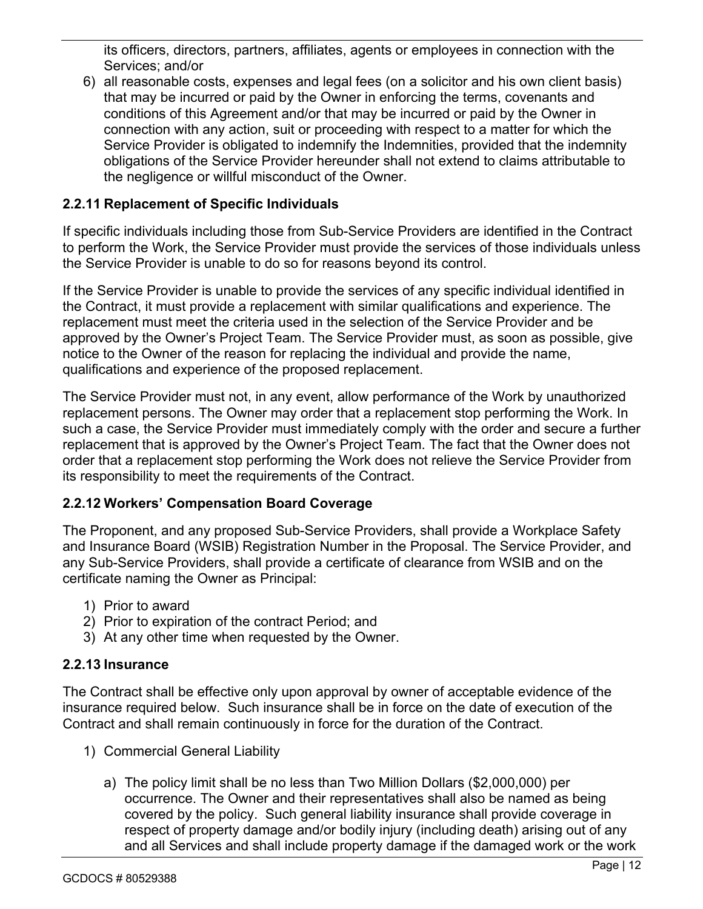its officers, directors, partners, affiliates, agents or employees in connection with the Services; and/or

6) all reasonable costs, expenses and legal fees (on a solicitor and his own client basis) that may be incurred or paid by the Owner in enforcing the terms, covenants and conditions of this Agreement and/or that may be incurred or paid by the Owner in connection with any action, suit or proceeding with respect to a matter for which the Service Provider is obligated to indemnify the Indemnities, provided that the indemnity obligations of the Service Provider hereunder shall not extend to claims attributable to the negligence or willful misconduct of the Owner.

### 2.2.11 Replacement of Specific Individuals

If specific individuals including those from Sub-Service Providers are identified in the Contract to perform the Work, the Service Provider must provide the services of those individuals unless the Service Provider is unable to do so for reasons beyond its control.

If the Service Provider is unable to provide the services of any specific individual identified in the Contract, it must provide a replacement with similar qualifications and experience. The replacement must meet the criteria used in the selection of the Service Provider and be approved by the Owner's Project Team. The Service Provider must, as soon as possible, give notice to the Owner of the reason for replacing the individual and provide the name, qualifications and experience of the proposed replacement.

The Service Provider must not, in any event, allow performance of the Work by unauthorized replacement persons. The Owner may order that a replacement stop performing the Work. In such a case, the Service Provider must immediately comply with the order and secure a further replacement that is approved by the Owner's Project Team. The fact that the Owner does not order that a replacement stop performing the Work does not relieve the Service Provider from its responsibility to meet the requirements of the Contract.

### 2.2.12 Workers' Compensation Board Coverage

The Proponent, and any proposed Sub-Service Providers, shall provide a Workplace Safety and Insurance Board (WSIB) Registration Number in the Proposal. The Service Provider, and any Sub-Service Providers, shall provide a certificate of clearance from WSIB and on the certificate naming the Owner as Principal:

1) Prior to award
2) Prior to expiration of the contract Period; and
3) At any other time when requested by the Owner.

### 2.2.13 Insurance

The Contract shall be effective only upon approval by owner of acceptable evidence of the insurance required below. Such insurance shall be in force on the date of execution of the Contract and shall remain continuously in force for the duration of the Contract.

1) Commercial General Liability

   a) The policy limit shall be no less than Two Million Dollars ($2,000,000) per occurrence. The Owner and their representatives shall also be named as being covered by the policy. Such general liability insurance shall provide coverage in respect of property damage and/or bodily injury (including death) arising out of any and all Services and shall include property damage if the damaged work or the work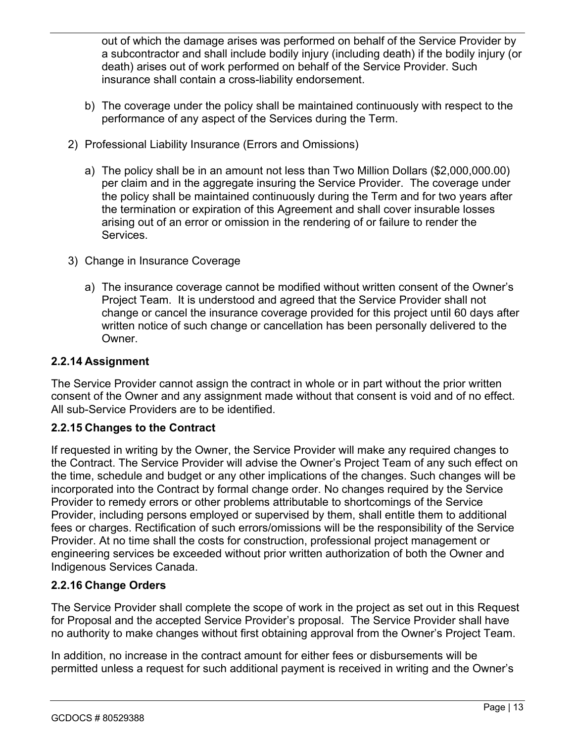out of which the damage arises was performed on behalf of the Service Provider by a subcontractor and shall include bodily injury (including death) if the bodily injury (or death) arises out of work performed on behalf of the Service Provider. Such insurance shall contain a cross-liability endorsement.

b) The coverage under the policy shall be maintained continuously with respect to the performance of any aspect of the Services during the Term.

2) Professional Liability Insurance (Errors and Omissions)

a) The policy shall be in an amount not less than Two Million Dollars ($2,000,000.00) per claim and in the aggregate insuring the Service Provider. The coverage under the policy shall be maintained continuously during the Term and for two years after the termination or expiration of this Agreement and shall cover insurable losses arising out of an error or omission in the rendering of or failure to render the Services.

3) Change in Insurance Coverage

a) The insurance coverage cannot be modified without written consent of the Owner's Project Team. It is understood and agreed that the Service Provider shall not change or cancel the insurance coverage provided for this project until 60 days after written notice of such change or cancellation has been personally delivered to the Owner.

### 2.2.14 Assignment

The Service Provider cannot assign the contract in whole or in part without the prior written consent of the Owner and any assignment made without that consent is void and of no effect. All sub-Service Providers are to be identified.

### 2.2.15 Changes to the Contract

If requested in writing by the Owner, the Service Provider will make any required changes to the Contract. The Service Provider will advise the Owner's Project Team of any such effect on the time, schedule and budget or any other implications of the changes. Such changes will be incorporated into the Contract by formal change order. No changes required by the Service Provider to remedy errors or other problems attributable to shortcomings of the Service Provider, including persons employed or supervised by them, shall entitle them to additional fees or charges. Rectification of such errors/omissions will be the responsibility of the Service Provider. At no time shall the costs for construction, professional project management or engineering services be exceeded without prior written authorization of both the Owner and Indigenous Services Canada.

### 2.2.16 Change Orders

The Service Provider shall complete the scope of work in the project as set out in this Request for Proposal and the accepted Service Provider's proposal. The Service Provider shall have no authority to make changes without first obtaining approval from the Owner's Project Team.

In addition, no increase in the contract amount for either fees or disbursements will be permitted unless a request for such additional payment is received in writing and the Owner's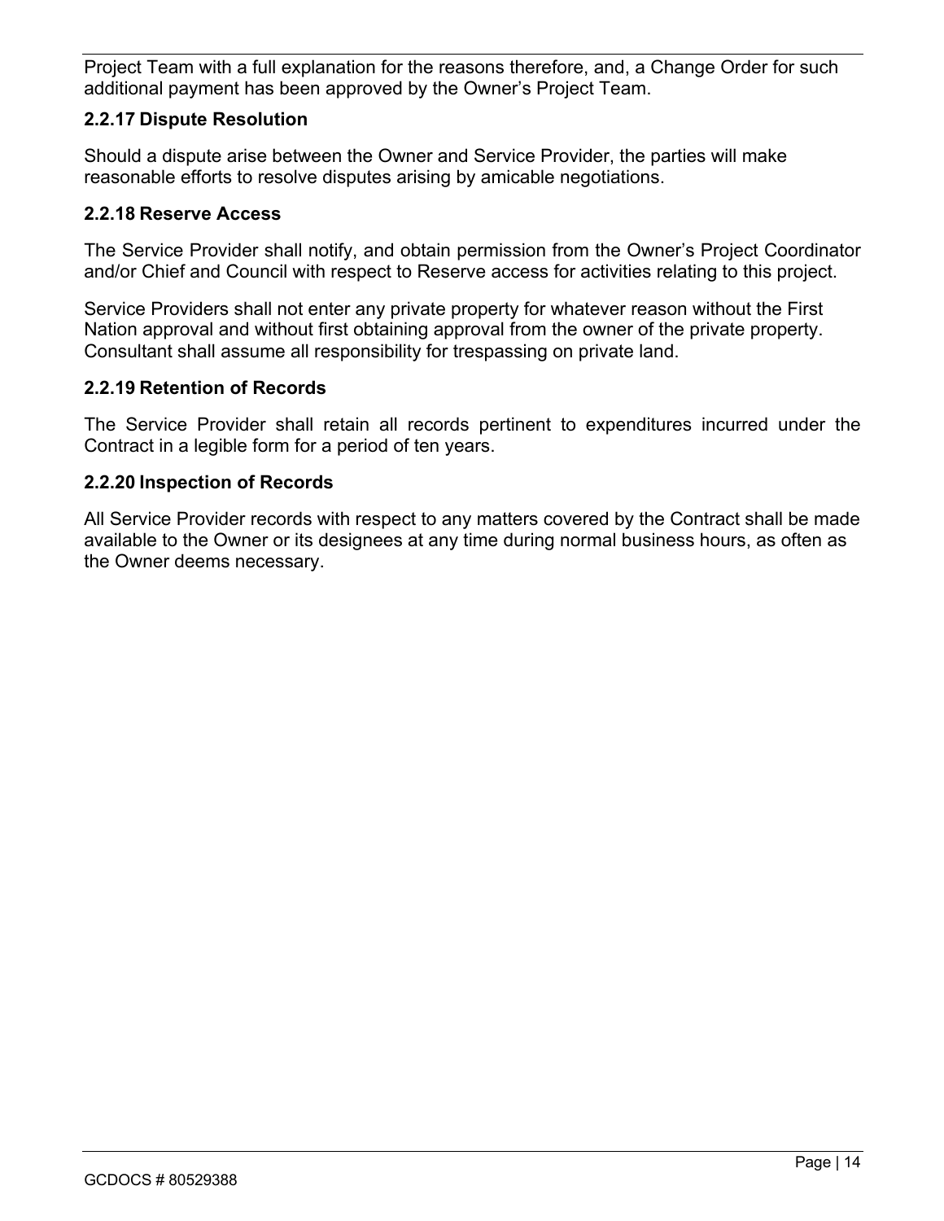Project Team with a full explanation for the reasons therefore, and, a Change Order for such additional payment has been approved by the Owner's Project Team.

### 2.2.17 Dispute Resolution

Should a dispute arise between the Owner and Service Provider, the parties will make reasonable efforts to resolve disputes arising by amicable negotiations.

### 2.2.18 Reserve Access

The Service Provider shall notify, and obtain permission from the Owner's Project Coordinator and/or Chief and Council with respect to Reserve access for activities relating to this project.

Service Providers shall not enter any private property for whatever reason without the First Nation approval and without first obtaining approval from the owner of the private property. Consultant shall assume all responsibility for trespassing on private land.

### 2.2.19 Retention of Records

The Service Provider shall retain all records pertinent to expenditures incurred under the Contract in a legible form for a period of ten years.

### 2.2.20 Inspection of Records

All Service Provider records with respect to any matters covered by the Contract shall be made available to the Owner or its designees at any time during normal business hours, as often as the Owner deems necessary.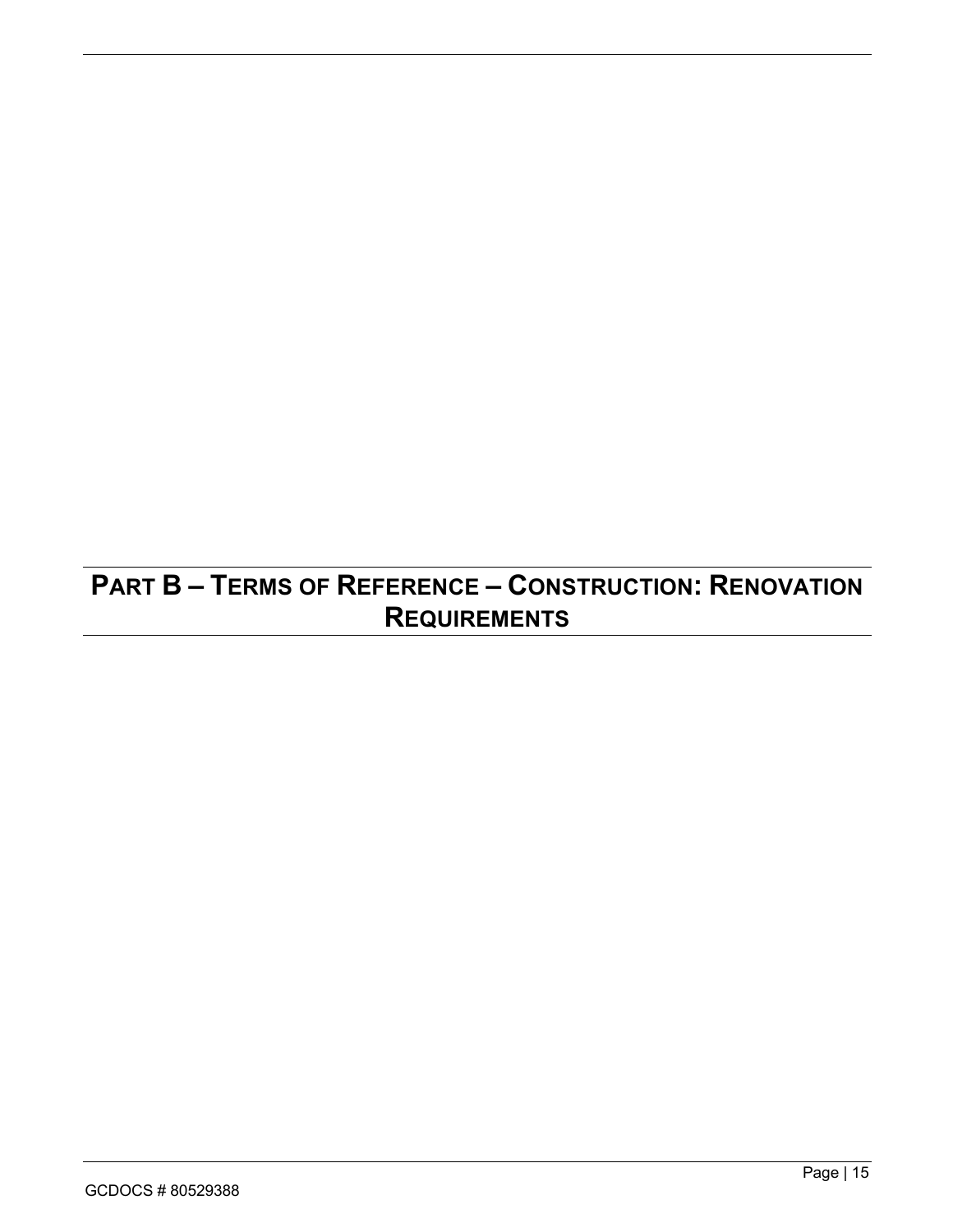# PART B – TERMS OF REFERENCE – CONSTRUCTION: RENOVATION REQUIREMENTS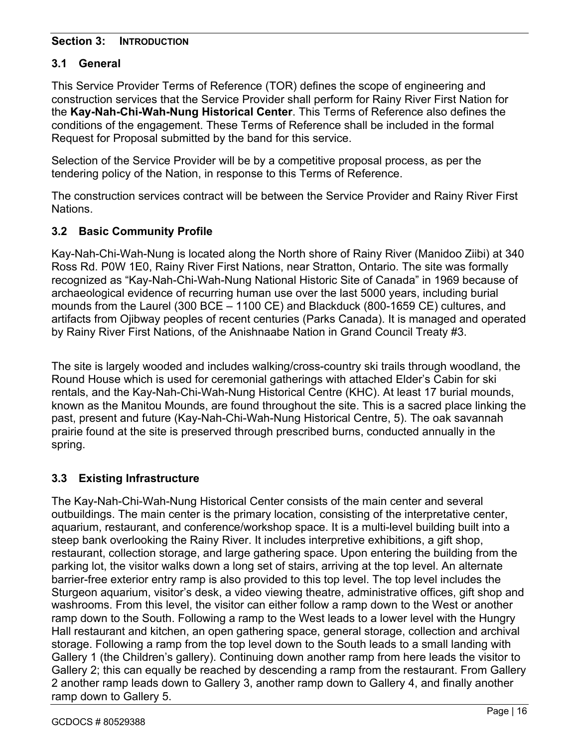## Section 3: INTRODUCTION

### 3.1 General

This Service Provider Terms of Reference (TOR) defines the scope of engineering and construction services that the Service Provider shall perform for Rainy River First Nation for the **Kay-Nah-Chi-Wah-Nung Historical Center**. This Terms of Reference also defines the conditions of the engagement. These Terms of Reference shall be included in the formal Request for Proposal submitted by the band for this service.

Selection of the Service Provider will be by a competitive proposal process, as per the tendering policy of the Nation, in response to this Terms of Reference.

The construction services contract will be between the Service Provider and Rainy River First Nations.

### 3.2 Basic Community Profile

Kay-Nah-Chi-Wah-Nung is located along the North shore of Rainy River (Manidoo Ziibi) at 340 Ross Rd. P0W 1E0, Rainy River First Nations, near Stratton, Ontario. The site was formally recognized as "Kay-Nah-Chi-Wah-Nung National Historic Site of Canada" in 1969 because of archaeological evidence of recurring human use over the last 5000 years, including burial mounds from the Laurel (300 BCE – 1100 CE) and Blackduck (800-1659 CE) cultures, and artifacts from Ojibway peoples of recent centuries (Parks Canada). It is managed and operated by Rainy River First Nations, of the Anishnaabe Nation in Grand Council Treaty #3.

The site is largely wooded and includes walking/cross-country ski trails through woodland, the Round House which is used for ceremonial gatherings with attached Elder's Cabin for ski rentals, and the Kay-Nah-Chi-Wah-Nung Historical Centre (KHC). At least 17 burial mounds, known as the Manitou Mounds, are found throughout the site. This is a sacred place linking the past, present and future (Kay-Nah-Chi-Wah-Nung Historical Centre, 5). The oak savannah prairie found at the site is preserved through prescribed burns, conducted annually in the spring.

### 3.3 Existing Infrastructure

The Kay-Nah-Chi-Wah-Nung Historical Center consists of the main center and several outbuildings. The main center is the primary location, consisting of the interpretative center, aquarium, restaurant, and conference/workshop space. It is a multi-level building built into a steep bank overlooking the Rainy River. It includes interpretive exhibitions, a gift shop, restaurant, collection storage, and large gathering space. Upon entering the building from the parking lot, the visitor walks down a long set of stairs, arriving at the top level. An alternate barrier-free exterior entry ramp is also provided to this top level. The top level includes the Sturgeon aquarium, visitor's desk, a video viewing theatre, administrative offices, gift shop and washrooms. From this level, the visitor can either follow a ramp down to the West or another ramp down to the South. Following a ramp to the West leads to a lower level with the Hungry Hall restaurant and kitchen, an open gathering space, general storage, collection and archival storage. Following a ramp from the top level down to the South leads to a small landing with Gallery 1 (the Children's gallery). Continuing down another ramp from here leads the visitor to Gallery 2; this can equally be reached by descending a ramp from the restaurant. From Gallery 2 another ramp leads down to Gallery 3, another ramp down to Gallery 4, and finally another ramp down to Gallery 5.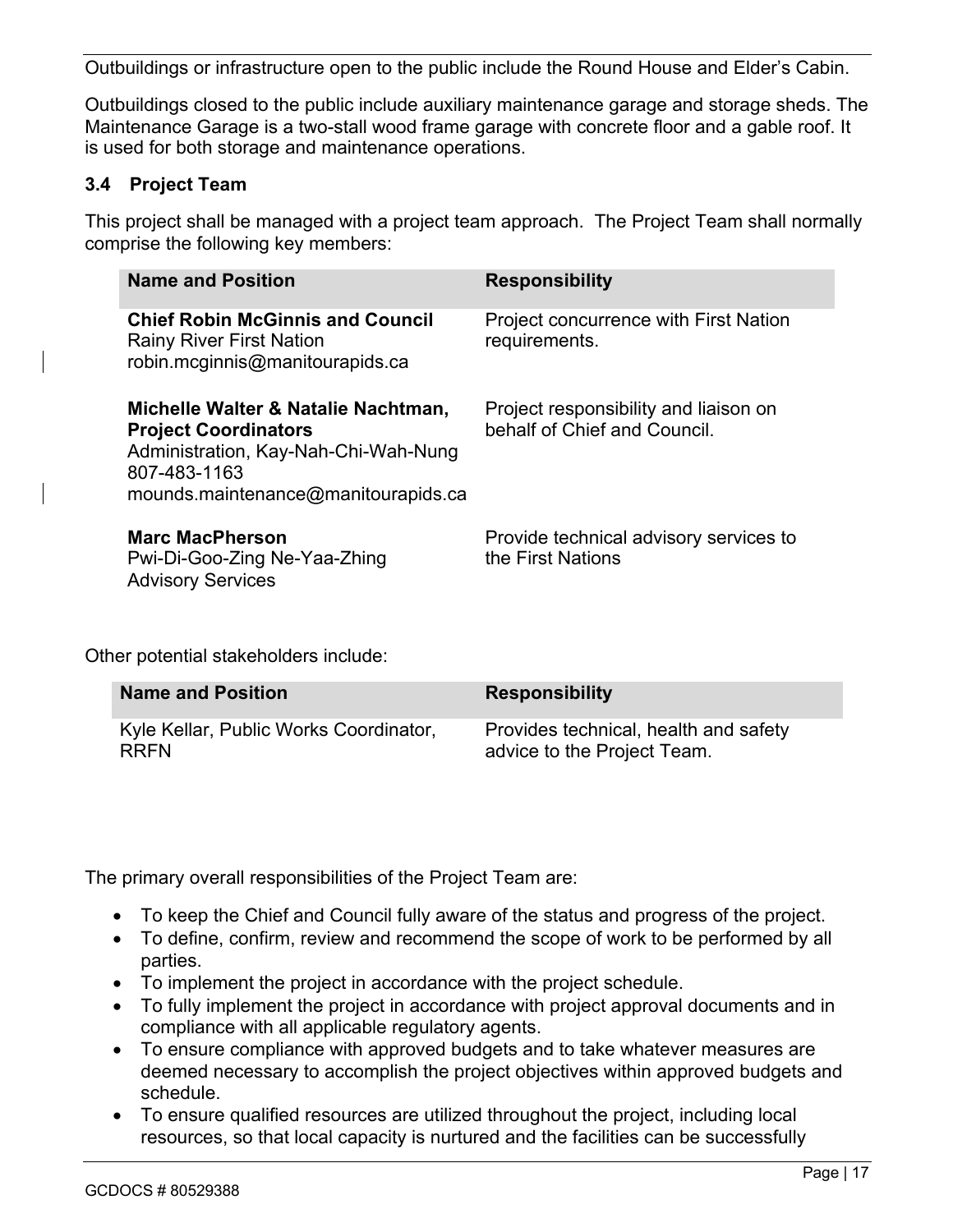Outbuildings or infrastructure open to the public include the Round House and Elder's Cabin.

Outbuildings closed to the public include auxiliary maintenance garage and storage sheds. The Maintenance Garage is a two-stall wood frame garage with concrete floor and a gable roof. It is used for both storage and maintenance operations.

### 3.4 Project Team

This project shall be managed with a project team approach. The Project Team shall normally comprise the following key members:

| Name and Position | Responsibility |
|---|---|
| **Chief Robin McGinnis and Council**<br>Rainy River First Nation<br>robin.mcginnis@manitourapids.ca | Project concurrence with First Nation requirements. |
| **Michelle Walter & Natalie Nachtman, Project Coordinators**<br>Administration, Kay-Nah-Chi-Wah-Nung<br>807-483-1163<br>mounds.maintenance@manitourapids.ca | Project responsibility and liaison on behalf of Chief and Council. |
| **Marc MacPherson**<br>Pwi-Di-Goo-Zing Ne-Yaa-Zhing Advisory Services | Provide technical advisory services to the First Nations |

Other potential stakeholders include:

| Name and Position | Responsibility |
|---|---|
| Kyle Kellar, Public Works Coordinator, RRFN | Provides technical, health and safety advice to the Project Team. |

The primary overall responsibilities of the Project Team are:

- To keep the Chief and Council fully aware of the status and progress of the project.
- To define, confirm, review and recommend the scope of work to be performed by all parties.
- To implement the project in accordance with the project schedule.
- To fully implement the project in accordance with project approval documents and in compliance with all applicable regulatory agents.
- To ensure compliance with approved budgets and to take whatever measures are deemed necessary to accomplish the project objectives within approved budgets and schedule.
- To ensure qualified resources are utilized throughout the project, including local resources, so that local capacity is nurtured and the facilities can be successfully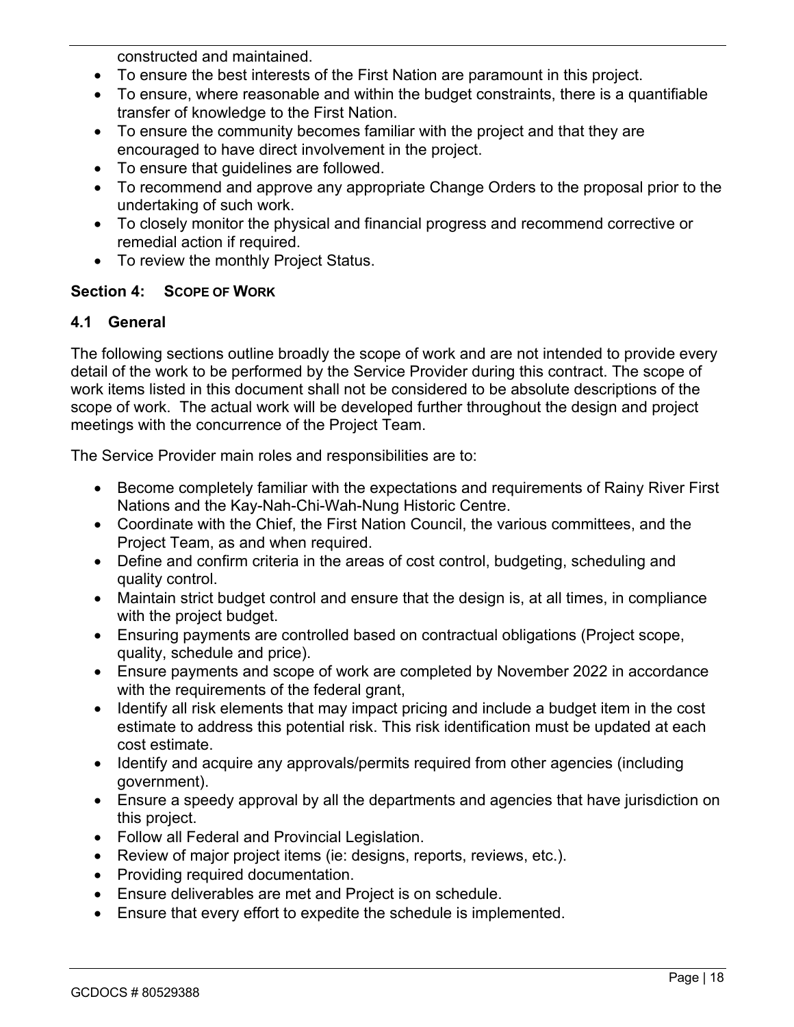constructed and maintained.

- To ensure the best interests of the First Nation are paramount in this project.
- To ensure, where reasonable and within the budget constraints, there is a quantifiable transfer of knowledge to the First Nation.
- To ensure the community becomes familiar with the project and that they are encouraged to have direct involvement in the project.
- To ensure that guidelines are followed.
- To recommend and approve any appropriate Change Orders to the proposal prior to the undertaking of such work.
- To closely monitor the physical and financial progress and recommend corrective or remedial action if required.
- To review the monthly Project Status.

## Section 4: SCOPE OF WORK

### 4.1 General

The following sections outline broadly the scope of work and are not intended to provide every detail of the work to be performed by the Service Provider during this contract. The scope of work items listed in this document shall not be considered to be absolute descriptions of the scope of work. The actual work will be developed further throughout the design and project meetings with the concurrence of the Project Team.

The Service Provider main roles and responsibilities are to:

- Become completely familiar with the expectations and requirements of Rainy River First Nations and the Kay-Nah-Chi-Wah-Nung Historic Centre.
- Coordinate with the Chief, the First Nation Council, the various committees, and the Project Team, as and when required.
- Define and confirm criteria in the areas of cost control, budgeting, scheduling and quality control.
- Maintain strict budget control and ensure that the design is, at all times, in compliance with the project budget.
- Ensuring payments are controlled based on contractual obligations (Project scope, quality, schedule and price).
- Ensure payments and scope of work are completed by November 2022 in accordance with the requirements of the federal grant,
- Identify all risk elements that may impact pricing and include a budget item in the cost estimate to address this potential risk. This risk identification must be updated at each cost estimate.
- Identify and acquire any approvals/permits required from other agencies (including government).
- Ensure a speedy approval by all the departments and agencies that have jurisdiction on this project.
- Follow all Federal and Provincial Legislation.
- Review of major project items (ie: designs, reports, reviews, etc.).
- Providing required documentation.
- Ensure deliverables are met and Project is on schedule.
- Ensure that every effort to expedite the schedule is implemented.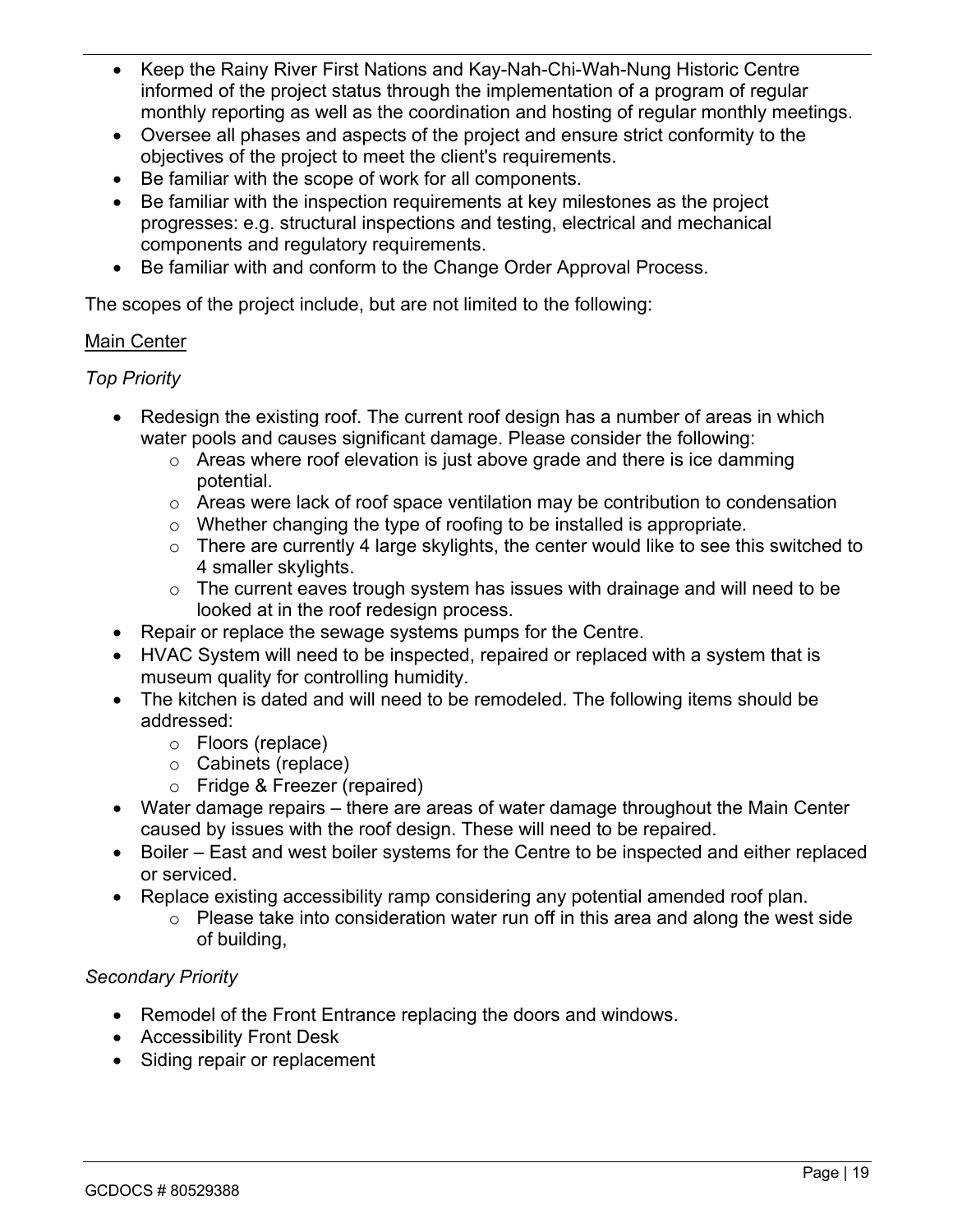- Keep the Rainy River First Nations and Kay-Nah-Chi-Wah-Nung Historic Centre informed of the project status through the implementation of a program of regular monthly reporting as well as the coordination and hosting of regular monthly meetings.
- Oversee all phases and aspects of the project and ensure strict conformity to the objectives of the project to meet the client's requirements.
- Be familiar with the scope of work for all components.
- Be familiar with the inspection requirements at key milestones as the project progresses: e.g. structural inspections and testing, electrical and mechanical components and regulatory requirements.
- Be familiar with and conform to the Change Order Approval Process.

The scopes of the project include, but are not limited to the following:

<u>Main Center</u>

*Top Priority*

- Redesign the existing roof. The current roof design has a number of areas in which water pools and causes significant damage. Please consider the following:
  - Areas where roof elevation is just above grade and there is ice damming potential.
  - Areas were lack of roof space ventilation may be contribution to condensation
  - Whether changing the type of roofing to be installed is appropriate.
  - There are currently 4 large skylights, the center would like to see this switched to 4 smaller skylights.
  - The current eaves trough system has issues with drainage and will need to be looked at in the roof redesign process.
- Repair or replace the sewage systems pumps for the Centre.
- HVAC System will need to be inspected, repaired or replaced with a system that is museum quality for controlling humidity.
- The kitchen is dated and will need to be remodeled. The following items should be addressed:
  - Floors (replace)
  - Cabinets (replace)
  - Fridge & Freezer (repaired)
- Water damage repairs – there are areas of water damage throughout the Main Center caused by issues with the roof design. These will need to be repaired.
- Boiler – East and west boiler systems for the Centre to be inspected and either replaced or serviced.
- Replace existing accessibility ramp considering any potential amended roof plan.
  - Please take into consideration water run off in this area and along the west side of building,

*Secondary Priority*

- Remodel of the Front Entrance replacing the doors and windows.
- Accessibility Front Desk
- Siding repair or replacement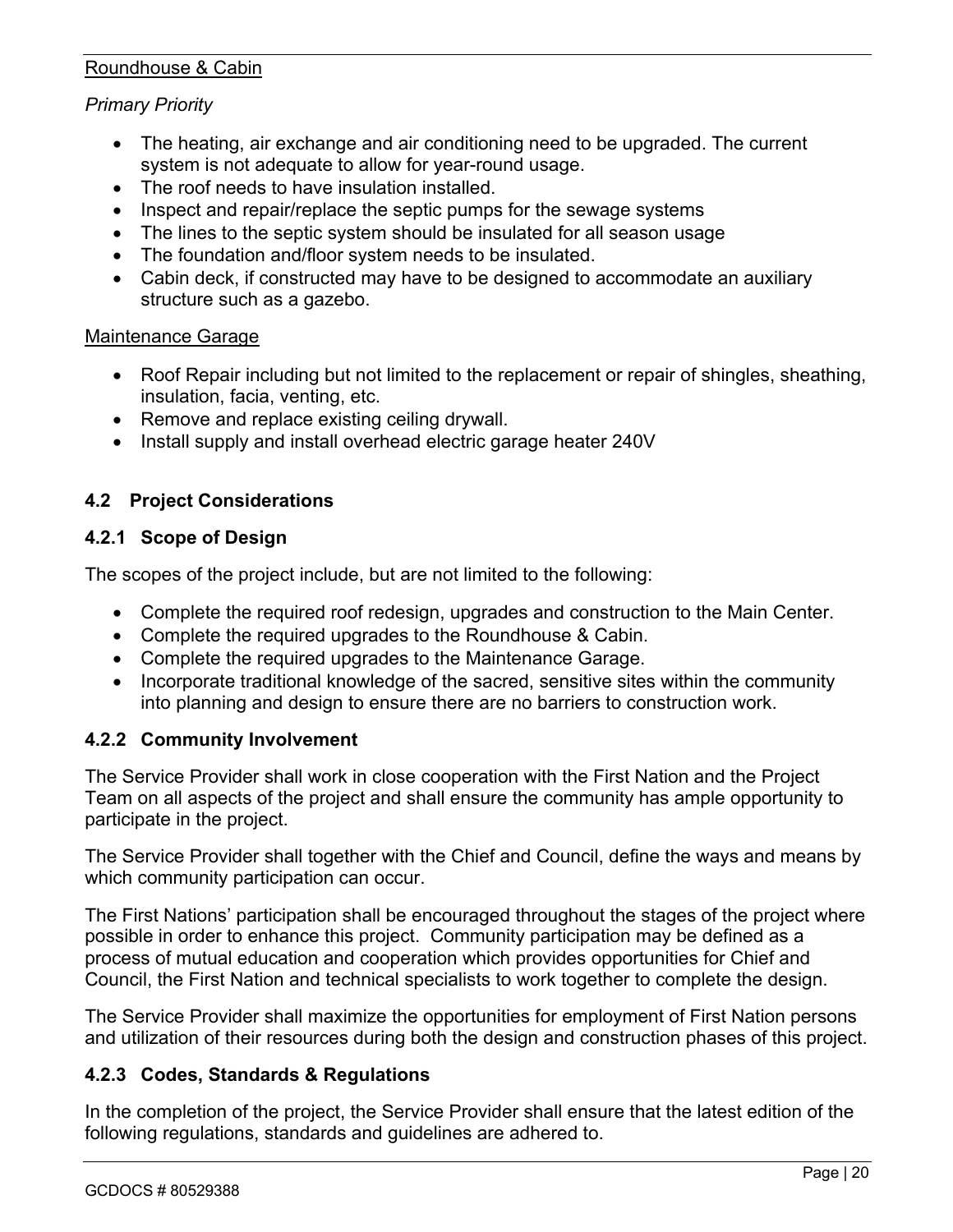Roundhouse & Cabin

*Primary Priority*

- The heating, air exchange and air conditioning need to be upgraded. The current system is not adequate to allow for year-round usage.
- The roof needs to have insulation installed.
- Inspect and repair/replace the septic pumps for the sewage systems
- The lines to the septic system should be insulated for all season usage
- The foundation and/floor system needs to be insulated.
- Cabin deck, if constructed may have to be designed to accommodate an auxiliary structure such as a gazebo.

Maintenance Garage

- Roof Repair including but not limited to the replacement or repair of shingles, sheathing, insulation, facia, venting, etc.
- Remove and replace existing ceiling drywall.
- Install supply and install overhead electric garage heater 240V

## 4.2 Project Considerations

### 4.2.1 Scope of Design

The scopes of the project include, but are not limited to the following:

- Complete the required roof redesign, upgrades and construction to the Main Center.
- Complete the required upgrades to the Roundhouse & Cabin.
- Complete the required upgrades to the Maintenance Garage.
- Incorporate traditional knowledge of the sacred, sensitive sites within the community into planning and design to ensure there are no barriers to construction work.

### 4.2.2 Community Involvement

The Service Provider shall work in close cooperation with the First Nation and the Project Team on all aspects of the project and shall ensure the community has ample opportunity to participate in the project.

The Service Provider shall together with the Chief and Council, define the ways and means by which community participation can occur.

The First Nations' participation shall be encouraged throughout the stages of the project where possible in order to enhance this project. Community participation may be defined as a process of mutual education and cooperation which provides opportunities for Chief and Council, the First Nation and technical specialists to work together to complete the design.

The Service Provider shall maximize the opportunities for employment of First Nation persons and utilization of their resources during both the design and construction phases of this project.

### 4.2.3 Codes, Standards & Regulations

In the completion of the project, the Service Provider shall ensure that the latest edition of the following regulations, standards and guidelines are adhered to.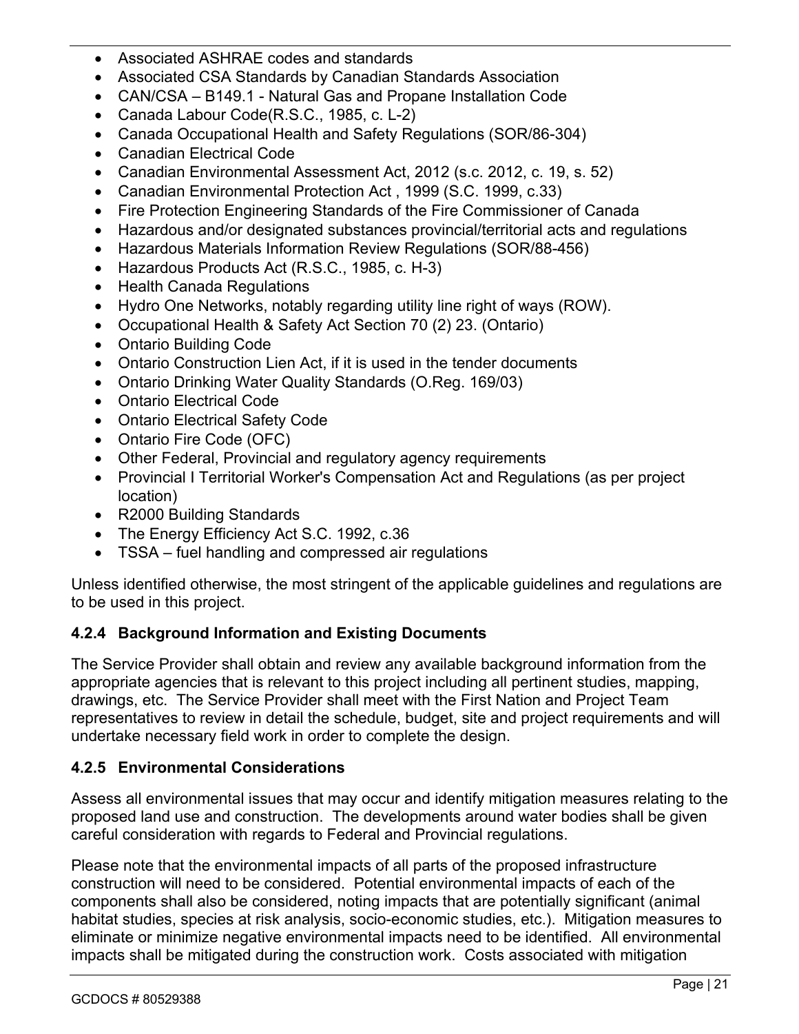- Associated ASHRAE codes and standards
- Associated CSA Standards by Canadian Standards Association
- CAN/CSA – B149.1 - Natural Gas and Propane Installation Code
- Canada Labour Code(R.S.C., 1985, c. L-2)
- Canada Occupational Health and Safety Regulations (SOR/86-304)
- Canadian Electrical Code
- Canadian Environmental Assessment Act, 2012 (s.c. 2012, c. 19, s. 52)
- Canadian Environmental Protection Act , 1999 (S.C. 1999, c.33)
- Fire Protection Engineering Standards of the Fire Commissioner of Canada
- Hazardous and/or designated substances provincial/territorial acts and regulations
- Hazardous Materials Information Review Regulations (SOR/88-456)
- Hazardous Products Act (R.S.C., 1985, c. H-3)
- Health Canada Regulations
- Hydro One Networks, notably regarding utility line right of ways (ROW).
- Occupational Health & Safety Act Section 70 (2) 23. (Ontario)
- Ontario Building Code
- Ontario Construction Lien Act, if it is used in the tender documents
- Ontario Drinking Water Quality Standards (O.Reg. 169/03)
- Ontario Electrical Code
- Ontario Electrical Safety Code
- Ontario Fire Code (OFC)
- Other Federal, Provincial and regulatory agency requirements
- Provincial I Territorial Worker's Compensation Act and Regulations (as per project location)
- R2000 Building Standards
- The Energy Efficiency Act S.C. 1992, c.36
- TSSA – fuel handling and compressed air regulations

Unless identified otherwise, the most stringent of the applicable guidelines and regulations are to be used in this project.

### 4.2.4 Background Information and Existing Documents

The Service Provider shall obtain and review any available background information from the appropriate agencies that is relevant to this project including all pertinent studies, mapping, drawings, etc. The Service Provider shall meet with the First Nation and Project Team representatives to review in detail the schedule, budget, site and project requirements and will undertake necessary field work in order to complete the design.

### 4.2.5 Environmental Considerations

Assess all environmental issues that may occur and identify mitigation measures relating to the proposed land use and construction. The developments around water bodies shall be given careful consideration with regards to Federal and Provincial regulations.

Please note that the environmental impacts of all parts of the proposed infrastructure construction will need to be considered. Potential environmental impacts of each of the components shall also be considered, noting impacts that are potentially significant (animal habitat studies, species at risk analysis, socio-economic studies, etc.). Mitigation measures to eliminate or minimize negative environmental impacts need to be identified. All environmental impacts shall be mitigated during the construction work. Costs associated with mitigation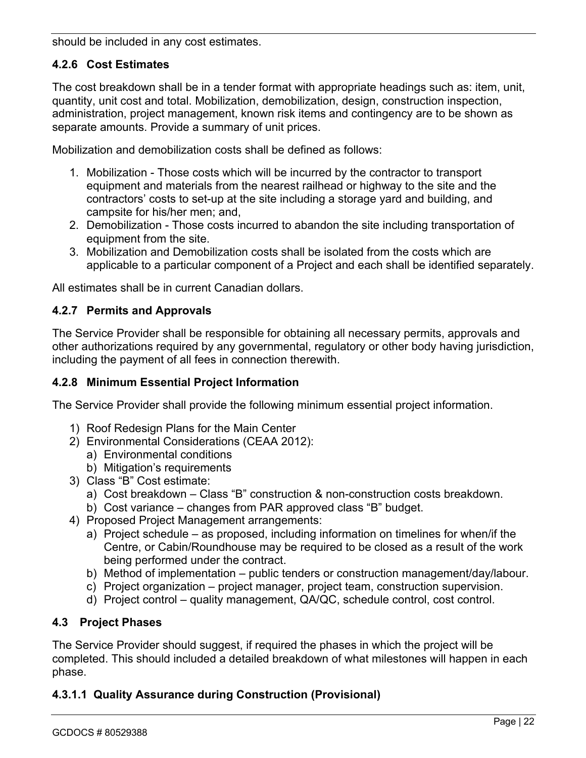should be included in any cost estimates.

### 4.2.6 Cost Estimates

The cost breakdown shall be in a tender format with appropriate headings such as: item, unit, quantity, unit cost and total. Mobilization, demobilization, design, construction inspection, administration, project management, known risk items and contingency are to be shown as separate amounts. Provide a summary of unit prices.

Mobilization and demobilization costs shall be defined as follows:

1. Mobilization - Those costs which will be incurred by the contractor to transport equipment and materials from the nearest railhead or highway to the site and the contractors' costs to set-up at the site including a storage yard and building, and campsite for his/her men; and,
2. Demobilization - Those costs incurred to abandon the site including transportation of equipment from the site.
3. Mobilization and Demobilization costs shall be isolated from the costs which are applicable to a particular component of a Project and each shall be identified separately.

All estimates shall be in current Canadian dollars.

### 4.2.7 Permits and Approvals

The Service Provider shall be responsible for obtaining all necessary permits, approvals and other authorizations required by any governmental, regulatory or other body having jurisdiction, including the payment of all fees in connection therewith.

### 4.2.8 Minimum Essential Project Information

The Service Provider shall provide the following minimum essential project information.

1) Roof Redesign Plans for the Main Center
2) Environmental Considerations (CEAA 2012):
   a) Environmental conditions
   b) Mitigation's requirements
3) Class "B" Cost estimate:
   a) Cost breakdown – Class "B" construction & non-construction costs breakdown.
   b) Cost variance – changes from PAR approved class "B" budget.
4) Proposed Project Management arrangements:
   a) Project schedule – as proposed, including information on timelines for when/if the Centre, or Cabin/Roundhouse may be required to be closed as a result of the work being performed under the contract.
   b) Method of implementation – public tenders or construction management/day/labour.
   c) Project organization – project manager, project team, construction supervision.
   d) Project control – quality management, QA/QC, schedule control, cost control.

## 4.3 Project Phases

The Service Provider should suggest, if required the phases in which the project will be completed. This should included a detailed breakdown of what milestones will happen in each phase.

#### 4.3.1.1 Quality Assurance during Construction (Provisional)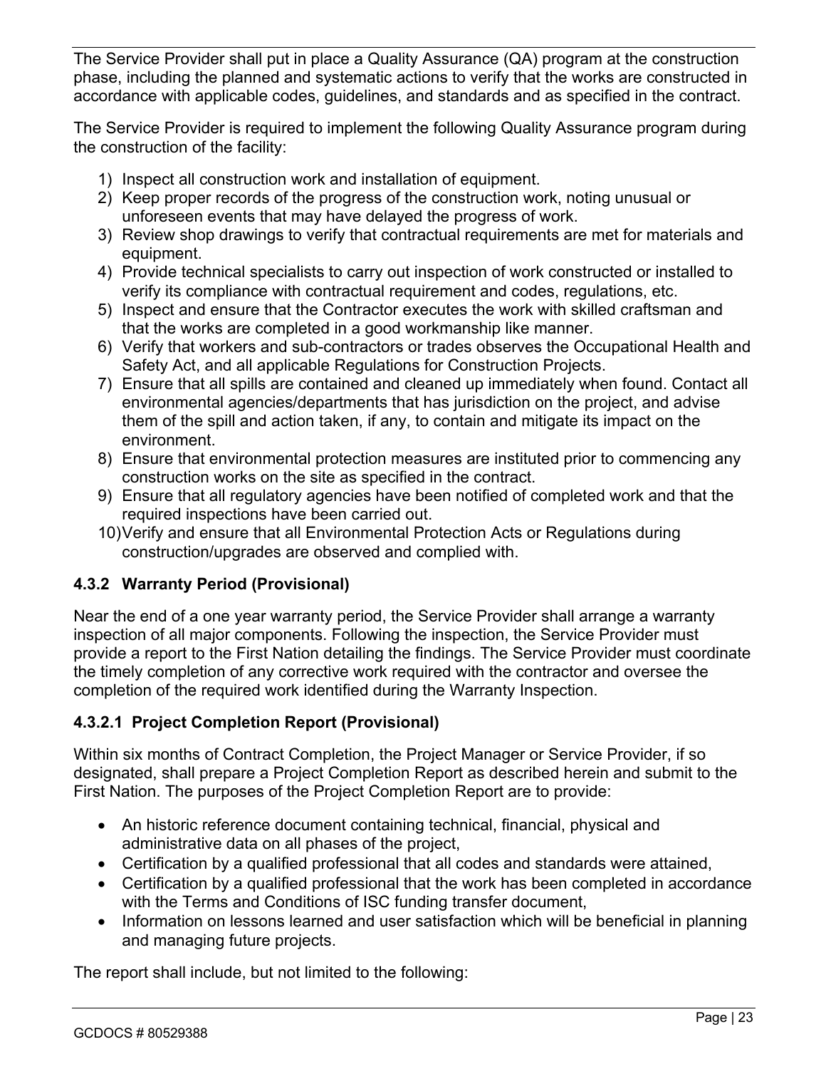The Service Provider shall put in place a Quality Assurance (QA) program at the construction phase, including the planned and systematic actions to verify that the works are constructed in accordance with applicable codes, guidelines, and standards and as specified in the contract.

The Service Provider is required to implement the following Quality Assurance program during the construction of the facility:

1) Inspect all construction work and installation of equipment.
2) Keep proper records of the progress of the construction work, noting unusual or unforeseen events that may have delayed the progress of work.
3) Review shop drawings to verify that contractual requirements are met for materials and equipment.
4) Provide technical specialists to carry out inspection of work constructed or installed to verify its compliance with contractual requirement and codes, regulations, etc.
5) Inspect and ensure that the Contractor executes the work with skilled craftsman and that the works are completed in a good workmanship like manner.
6) Verify that workers and sub-contractors or trades observes the Occupational Health and Safety Act, and all applicable Regulations for Construction Projects.
7) Ensure that all spills are contained and cleaned up immediately when found. Contact all environmental agencies/departments that has jurisdiction on the project, and advise them of the spill and action taken, if any, to contain and mitigate its impact on the environment.
8) Ensure that environmental protection measures are instituted prior to commencing any construction works on the site as specified in the contract.
9) Ensure that all regulatory agencies have been notified of completed work and that the required inspections have been carried out.
10) Verify and ensure that all Environmental Protection Acts or Regulations during construction/upgrades are observed and complied with.

### 4.3.2 Warranty Period (Provisional)

Near the end of a one year warranty period, the Service Provider shall arrange a warranty inspection of all major components. Following the inspection, the Service Provider must provide a report to the First Nation detailing the findings. The Service Provider must coordinate the timely completion of any corrective work required with the contractor and oversee the completion of the required work identified during the Warranty Inspection.

#### 4.3.2.1 Project Completion Report (Provisional)

Within six months of Contract Completion, the Project Manager or Service Provider, if so designated, shall prepare a Project Completion Report as described herein and submit to the First Nation. The purposes of the Project Completion Report are to provide:

- An historic reference document containing technical, financial, physical and administrative data on all phases of the project,
- Certification by a qualified professional that all codes and standards were attained,
- Certification by a qualified professional that the work has been completed in accordance with the Terms and Conditions of ISC funding transfer document,
- Information on lessons learned and user satisfaction which will be beneficial in planning and managing future projects.

The report shall include, but not limited to the following: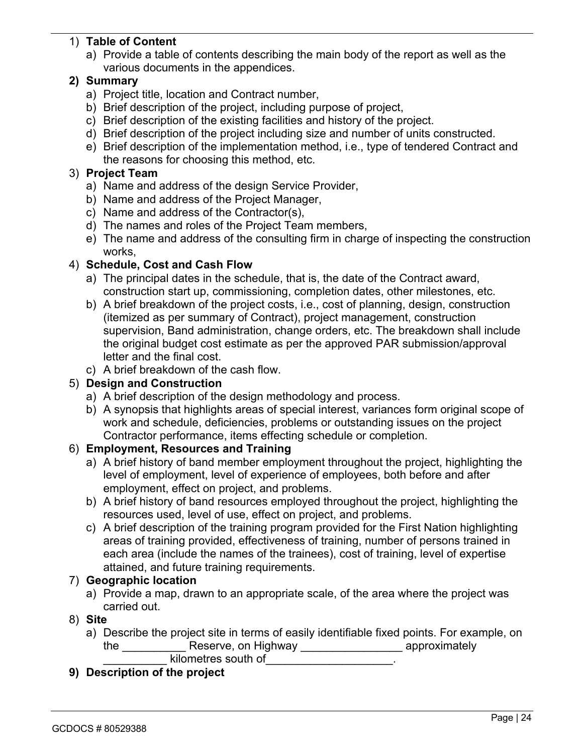1) **Table of Content**
   a) Provide a table of contents describing the main body of the report as well as the various documents in the appendices.

**2) Summary**
   a) Project title, location and Contract number,
   b) Brief description of the project, including purpose of project,
   c) Brief description of the existing facilities and history of the project.
   d) Brief description of the project including size and number of units constructed.
   e) Brief description of the implementation method, i.e., type of tendered Contract and the reasons for choosing this method, etc.

3) **Project Team**
   a) Name and address of the design Service Provider,
   b) Name and address of the Project Manager,
   c) Name and address of the Contractor(s),
   d) The names and roles of the Project Team members,
   e) The name and address of the consulting firm in charge of inspecting the construction works,

4) **Schedule, Cost and Cash Flow**
   a) The principal dates in the schedule, that is, the date of the Contract award, construction start up, commissioning, completion dates, other milestones, etc.
   b) A brief breakdown of the project costs, i.e., cost of planning, design, construction (itemized as per summary of Contract), project management, construction supervision, Band administration, change orders, etc. The breakdown shall include the original budget cost estimate as per the approved PAR submission/approval letter and the final cost.
   c) A brief breakdown of the cash flow.

5) **Design and Construction**
   a) A brief description of the design methodology and process.
   b) A synopsis that highlights areas of special interest, variances form original scope of work and schedule, deficiencies, problems or outstanding issues on the project Contractor performance, items effecting schedule or completion.

6) **Employment, Resources and Training**
   a) A brief history of band member employment throughout the project, highlighting the level of employment, level of experience of employees, both before and after employment, effect on project, and problems.
   b) A brief history of band resources employed throughout the project, highlighting the resources used, level of use, effect on project, and problems.
   c) A brief description of the training program provided for the First Nation highlighting areas of training provided, effectiveness of training, number of persons trained in each area (include the names of the trainees), cost of training, level of expertise attained, and future training requirements.

7) **Geographic location**
   a) Provide a map, drawn to an appropriate scale, of the area where the project was carried out.

8) **Site**
   a) Describe the project site in terms of easily identifiable fixed points. For example, on the __________ Reserve, on Highway ________________ approximately __________ kilometres south of____________________.

**9) Description of the project**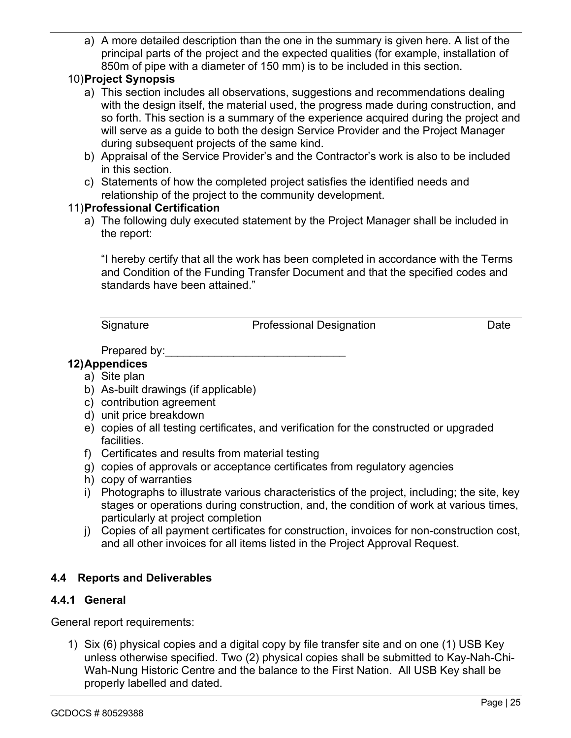a) A more detailed description than the one in the summary is given here. A list of the principal parts of the project and the expected qualities (for example, installation of 850m of pipe with a diameter of 150 mm) is to be included in this section.

10) **Project Synopsis**
   a) This section includes all observations, suggestions and recommendations dealing with the design itself, the material used, the progress made during construction, and so forth. This section is a summary of the experience acquired during the project and will serve as a guide to both the design Service Provider and the Project Manager during subsequent projects of the same kind.
   b) Appraisal of the Service Provider's and the Contractor's work is also to be included in this section.
   c) Statements of how the completed project satisfies the identified needs and relationship of the project to the community development.

11) **Professional Certification**
   a) The following duly executed statement by the Project Manager shall be included in the report:

   "I hereby certify that all the work has been completed in accordance with the Terms and Condition of the Funding Transfer Document and that the specified codes and standards have been attained."

   ______________________________________________

   Signature          Professional Designation          Date

   Prepared by:_______________________________

12) **Appendices**
   a) Site plan
   b) As-built drawings (if applicable)
   c) contribution agreement
   d) unit price breakdown
   e) copies of all testing certificates, and verification for the constructed or upgraded facilities.
   f) Certificates and results from material testing
   g) copies of approvals or acceptance certificates from regulatory agencies
   h) copy of warranties
   i) Photographs to illustrate various characteristics of the project, including; the site, key stages or operations during construction, and, the condition of work at various times, particularly at project completion
   j) Copies of all payment certificates for construction, invoices for non-construction cost, and all other invoices for all items listed in the Project Approval Request.

### 4.4 Reports and Deliverables

#### 4.4.1 General

General report requirements:

1) Six (6) physical copies and a digital copy by file transfer site and on one (1) USB Key unless otherwise specified. Two (2) physical copies shall be submitted to Kay-Nah-Chi-Wah-Nung Historic Centre and the balance to the First Nation. All USB Key shall be properly labelled and dated.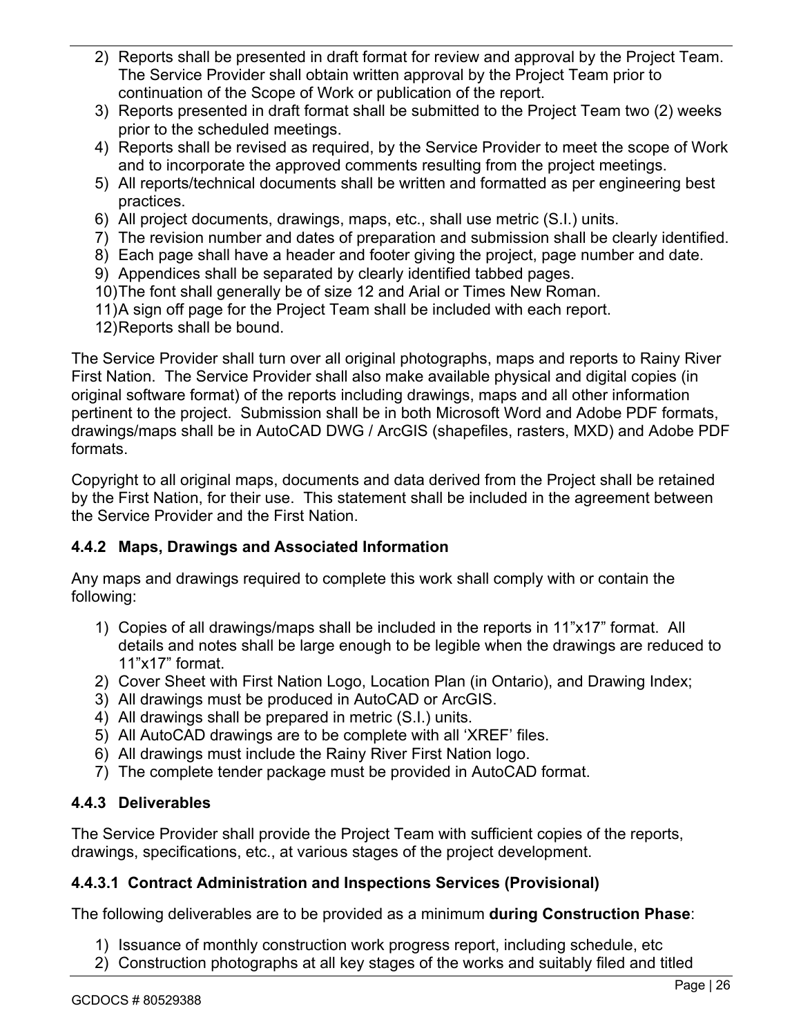2) Reports shall be presented in draft format for review and approval by the Project Team. The Service Provider shall obtain written approval by the Project Team prior to continuation of the Scope of Work or publication of the report.
3) Reports presented in draft format shall be submitted to the Project Team two (2) weeks prior to the scheduled meetings.
4) Reports shall be revised as required, by the Service Provider to meet the scope of Work and to incorporate the approved comments resulting from the project meetings.
5) All reports/technical documents shall be written and formatted as per engineering best practices.
6) All project documents, drawings, maps, etc., shall use metric (S.I.) units.
7) The revision number and dates of preparation and submission shall be clearly identified.
8) Each page shall have a header and footer giving the project, page number and date.
9) Appendices shall be separated by clearly identified tabbed pages.
10) The font shall generally be of size 12 and Arial or Times New Roman.
11) A sign off page for the Project Team shall be included with each report.
12) Reports shall be bound.

The Service Provider shall turn over all original photographs, maps and reports to Rainy River First Nation. The Service Provider shall also make available physical and digital copies (in original software format) of the reports including drawings, maps and all other information pertinent to the project. Submission shall be in both Microsoft Word and Adobe PDF formats, drawings/maps shall be in AutoCAD DWG / ArcGIS (shapefiles, rasters, MXD) and Adobe PDF formats.

Copyright to all original maps, documents and data derived from the Project shall be retained by the First Nation, for their use. This statement shall be included in the agreement between the Service Provider and the First Nation.

### 4.4.2 Maps, Drawings and Associated Information

Any maps and drawings required to complete this work shall comply with or contain the following:

1) Copies of all drawings/maps shall be included in the reports in 11"x17" format. All details and notes shall be large enough to be legible when the drawings are reduced to 11"x17" format.
2) Cover Sheet with First Nation Logo, Location Plan (in Ontario), and Drawing Index;
3) All drawings must be produced in AutoCAD or ArcGIS.
4) All drawings shall be prepared in metric (S.I.) units.
5) All AutoCAD drawings are to be complete with all 'XREF' files.
6) All drawings must include the Rainy River First Nation logo.
7) The complete tender package must be provided in AutoCAD format.

### 4.4.3 Deliverables

The Service Provider shall provide the Project Team with sufficient copies of the reports, drawings, specifications, etc., at various stages of the project development.

#### 4.4.3.1 Contract Administration and Inspections Services (Provisional)

The following deliverables are to be provided as a minimum **during Construction Phase**:

1) Issuance of monthly construction work progress report, including schedule, etc
2) Construction photographs at all key stages of the works and suitably filed and titled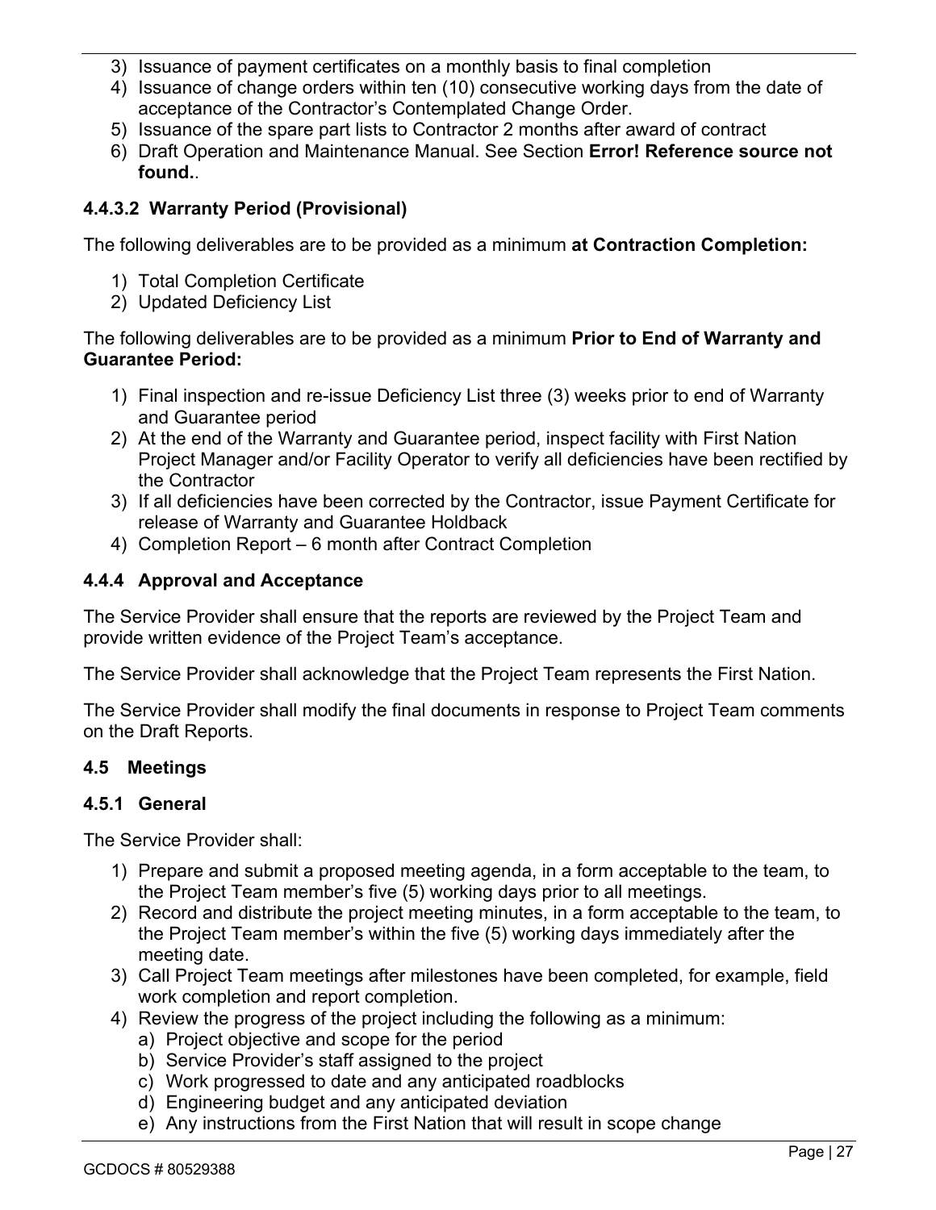3) Issuance of payment certificates on a monthly basis to final completion
4) Issuance of change orders within ten (10) consecutive working days from the date of acceptance of the Contractor's Contemplated Change Order.
5) Issuance of the spare part lists to Contractor 2 months after award of contract
6) Draft Operation and Maintenance Manual. See Section **Error! Reference source not found.**.

#### 4.4.3.2 Warranty Period (Provisional)

The following deliverables are to be provided as a minimum **at Contraction Completion:**

1) Total Completion Certificate
2) Updated Deficiency List

The following deliverables are to be provided as a minimum **Prior to End of Warranty and Guarantee Period:**

1) Final inspection and re-issue Deficiency List three (3) weeks prior to end of Warranty and Guarantee period
2) At the end of the Warranty and Guarantee period, inspect facility with First Nation Project Manager and/or Facility Operator to verify all deficiencies have been rectified by the Contractor
3) If all deficiencies have been corrected by the Contractor, issue Payment Certificate for release of Warranty and Guarantee Holdback
4) Completion Report – 6 month after Contract Completion

### 4.4.4 Approval and Acceptance

The Service Provider shall ensure that the reports are reviewed by the Project Team and provide written evidence of the Project Team's acceptance.

The Service Provider shall acknowledge that the Project Team represents the First Nation.

The Service Provider shall modify the final documents in response to Project Team comments on the Draft Reports.

## 4.5 Meetings

### 4.5.1 General

The Service Provider shall:

1) Prepare and submit a proposed meeting agenda, in a form acceptable to the team, to the Project Team member's five (5) working days prior to all meetings.
2) Record and distribute the project meeting minutes, in a form acceptable to the team, to the Project Team member's within the five (5) working days immediately after the meeting date.
3) Call Project Team meetings after milestones have been completed, for example, field work completion and report completion.
4) Review the progress of the project including the following as a minimum:
   a) Project objective and scope for the period
   b) Service Provider's staff assigned to the project
   c) Work progressed to date and any anticipated roadblocks
   d) Engineering budget and any anticipated deviation
   e) Any instructions from the First Nation that will result in scope change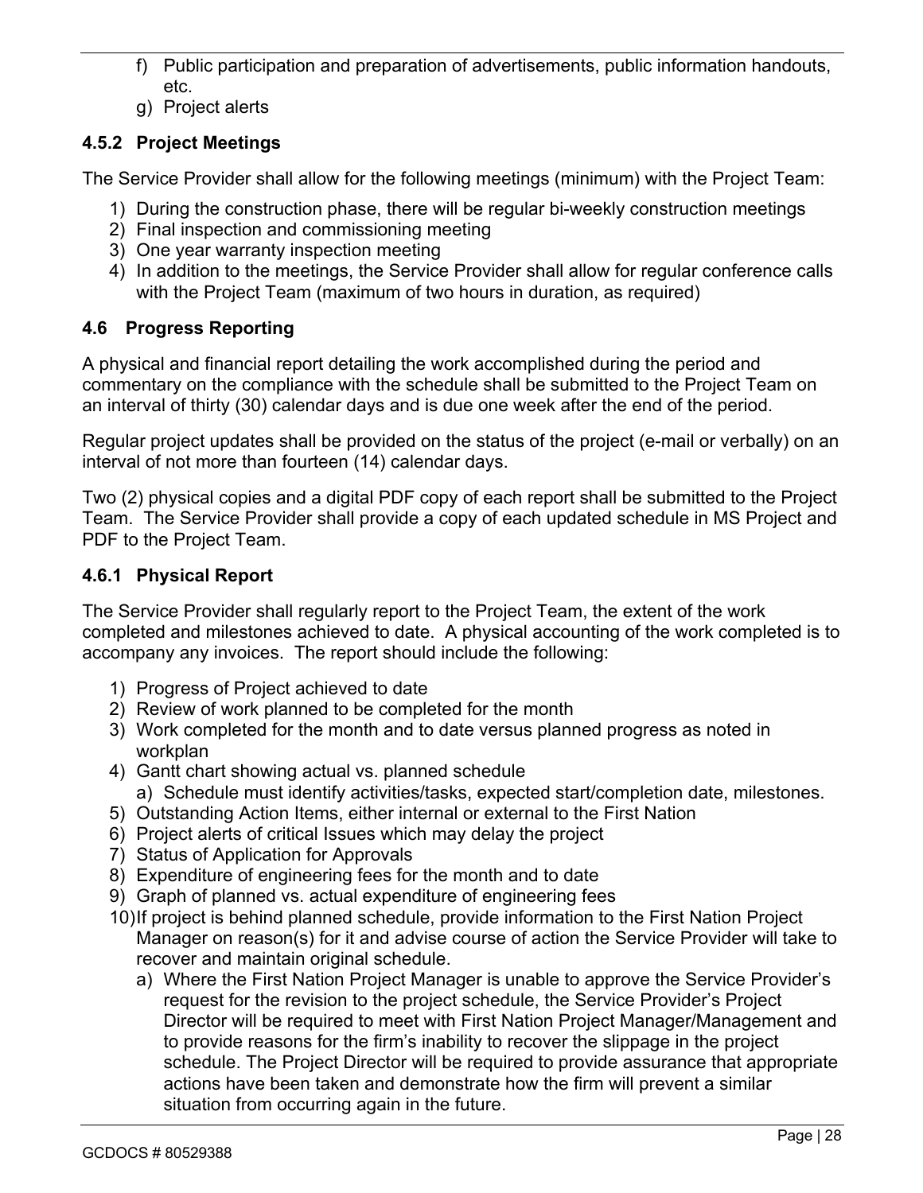f) Public participation and preparation of advertisements, public information handouts, etc.
g) Project alerts

### 4.5.2 Project Meetings

The Service Provider shall allow for the following meetings (minimum) with the Project Team:

1) During the construction phase, there will be regular bi-weekly construction meetings
2) Final inspection and commissioning meeting
3) One year warranty inspection meeting
4) In addition to the meetings, the Service Provider shall allow for regular conference calls with the Project Team (maximum of two hours in duration, as required)

## 4.6 Progress Reporting

A physical and financial report detailing the work accomplished during the period and commentary on the compliance with the schedule shall be submitted to the Project Team on an interval of thirty (30) calendar days and is due one week after the end of the period.

Regular project updates shall be provided on the status of the project (e-mail or verbally) on an interval of not more than fourteen (14) calendar days.

Two (2) physical copies and a digital PDF copy of each report shall be submitted to the Project Team. The Service Provider shall provide a copy of each updated schedule in MS Project and PDF to the Project Team.

### 4.6.1 Physical Report

The Service Provider shall regularly report to the Project Team, the extent of the work completed and milestones achieved to date. A physical accounting of the work completed is to accompany any invoices. The report should include the following:

1) Progress of Project achieved to date
2) Review of work planned to be completed for the month
3) Work completed for the month and to date versus planned progress as noted in workplan
4) Gantt chart showing actual vs. planned schedule
   a) Schedule must identify activities/tasks, expected start/completion date, milestones.
5) Outstanding Action Items, either internal or external to the First Nation
6) Project alerts of critical Issues which may delay the project
7) Status of Application for Approvals
8) Expenditure of engineering fees for the month and to date
9) Graph of planned vs. actual expenditure of engineering fees
10) If project is behind planned schedule, provide information to the First Nation Project Manager on reason(s) for it and advise course of action the Service Provider will take to recover and maintain original schedule.
    a) Where the First Nation Project Manager is unable to approve the Service Provider's request for the revision to the project schedule, the Service Provider's Project Director will be required to meet with First Nation Project Manager/Management and to provide reasons for the firm's inability to recover the slippage in the project schedule. The Project Director will be required to provide assurance that appropriate actions have been taken and demonstrate how the firm will prevent a similar situation from occurring again in the future.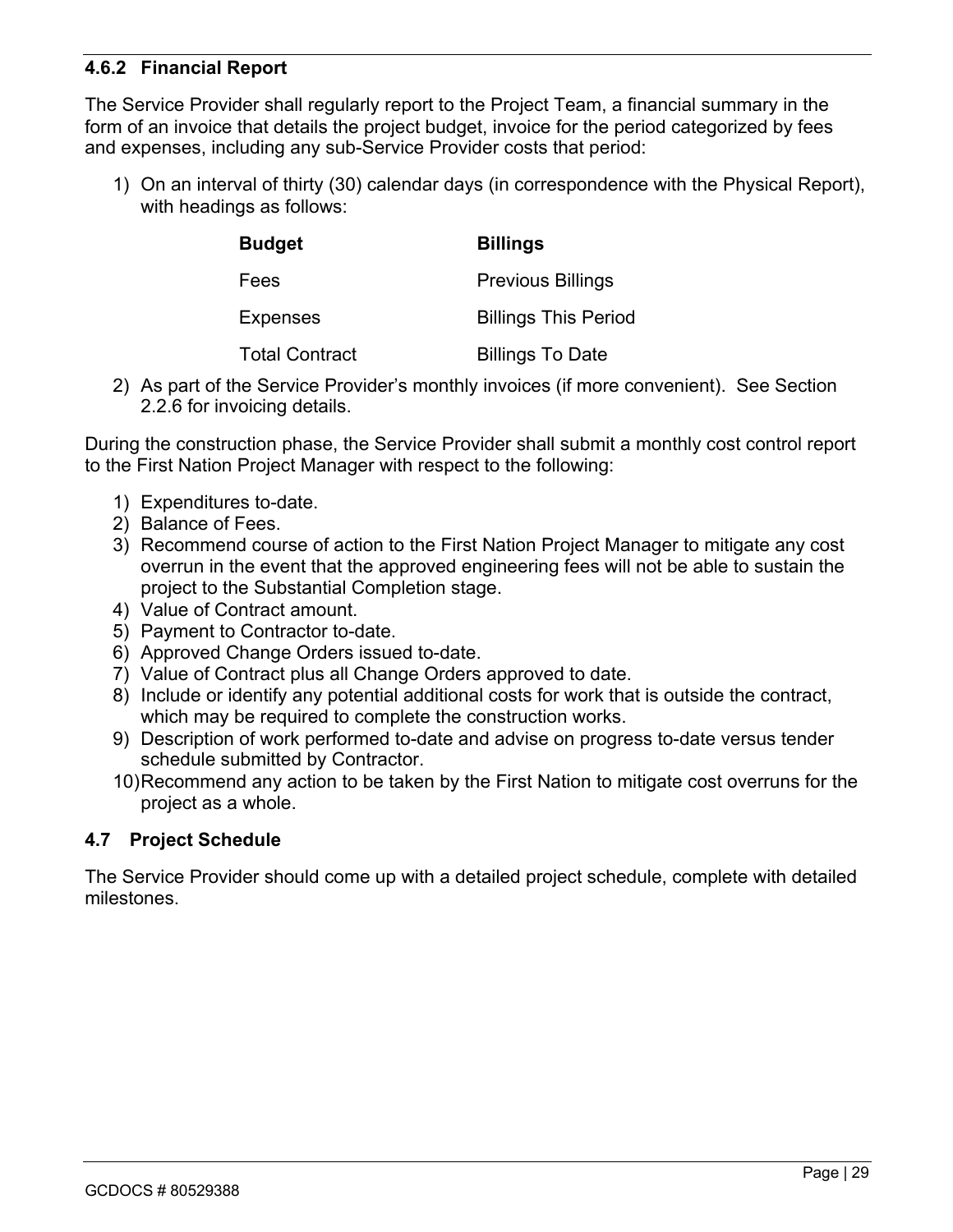#### 4.6.2 Financial Report

The Service Provider shall regularly report to the Project Team, a financial summary in the form of an invoice that details the project budget, invoice for the period categorized by fees and expenses, including any sub-Service Provider costs that period:

1) On an interval of thirty (30) calendar days (in correspondence with the Physical Report), with headings as follows:

| **Budget** | **Billings** |
|---|---|
| Fees | Previous Billings |
| Expenses | Billings This Period |
| Total Contract | Billings To Date |

2) As part of the Service Provider's monthly invoices (if more convenient). See Section 2.2.6 for invoicing details.

During the construction phase, the Service Provider shall submit a monthly cost control report to the First Nation Project Manager with respect to the following:

1) Expenditures to-date.
2) Balance of Fees.
3) Recommend course of action to the First Nation Project Manager to mitigate any cost overrun in the event that the approved engineering fees will not be able to sustain the project to the Substantial Completion stage.
4) Value of Contract amount.
5) Payment to Contractor to-date.
6) Approved Change Orders issued to-date.
7) Value of Contract plus all Change Orders approved to date.
8) Include or identify any potential additional costs for work that is outside the contract, which may be required to complete the construction works.
9) Description of work performed to-date and advise on progress to-date versus tender schedule submitted by Contractor.
10) Recommend any action to be taken by the First Nation to mitigate cost overruns for the project as a whole.

### 4.7 Project Schedule

The Service Provider should come up with a detailed project schedule, complete with detailed milestones.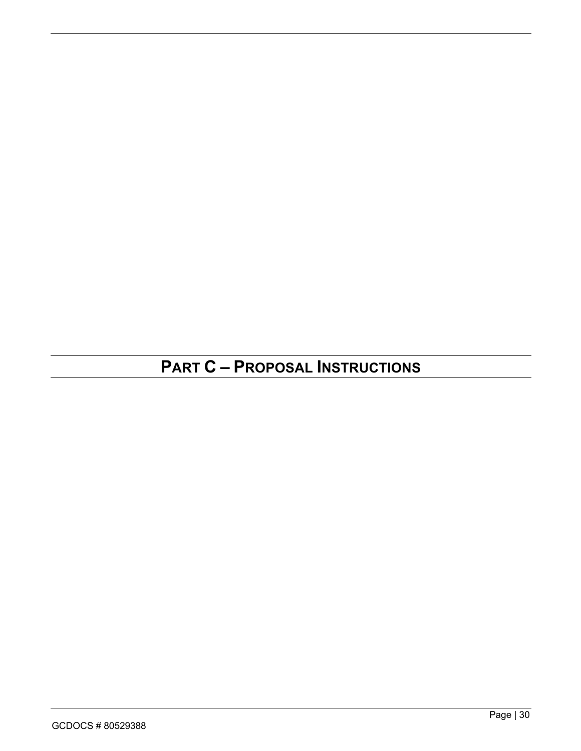# PART C – PROPOSAL INSTRUCTIONS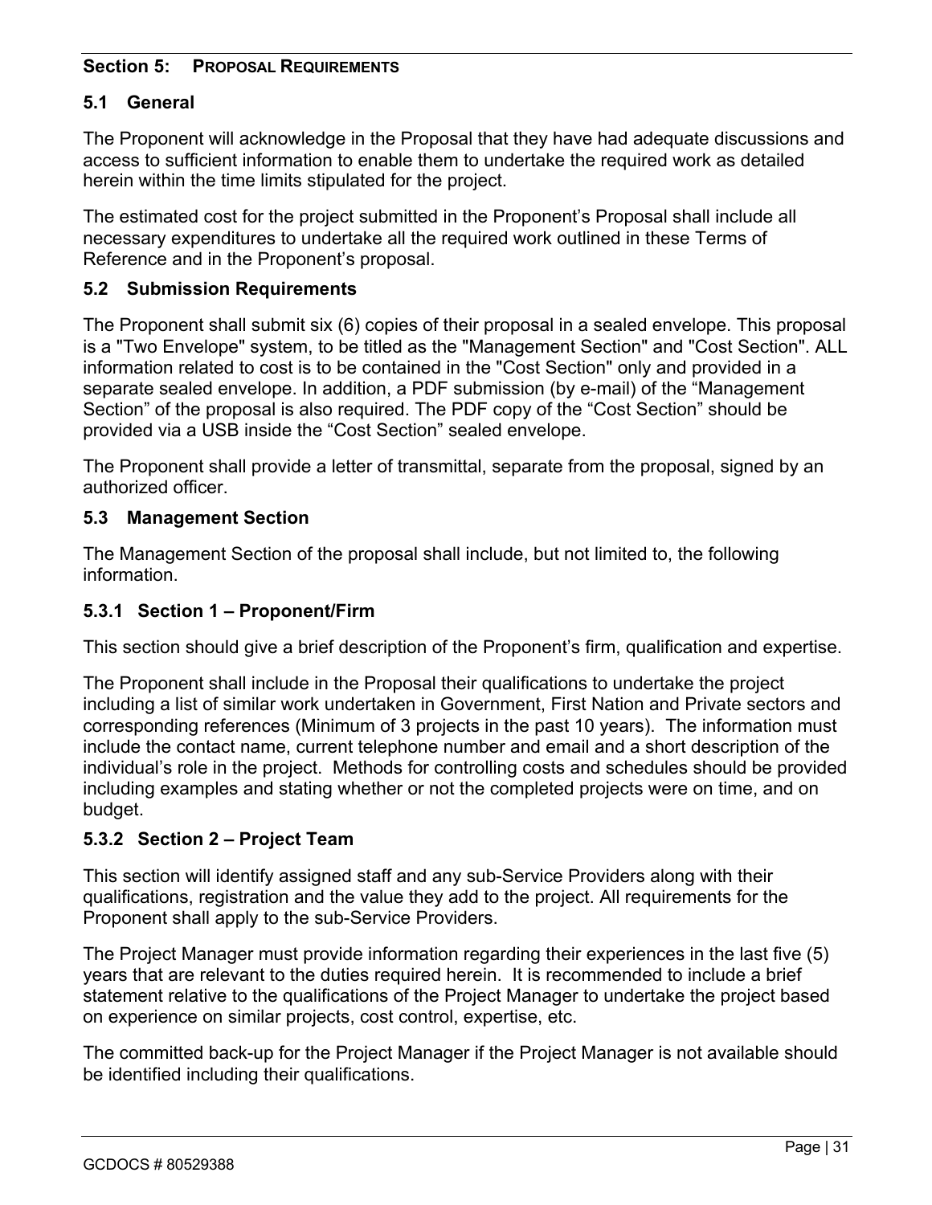## Section 5: PROPOSAL REQUIREMENTS

### 5.1 General

The Proponent will acknowledge in the Proposal that they have had adequate discussions and access to sufficient information to enable them to undertake the required work as detailed herein within the time limits stipulated for the project.

The estimated cost for the project submitted in the Proponent's Proposal shall include all necessary expenditures to undertake all the required work outlined in these Terms of Reference and in the Proponent's proposal.

### 5.2 Submission Requirements

The Proponent shall submit six (6) copies of their proposal in a sealed envelope. This proposal is a "Two Envelope" system, to be titled as the "Management Section" and "Cost Section". ALL information related to cost is to be contained in the "Cost Section" only and provided in a separate sealed envelope. In addition, a PDF submission (by e-mail) of the "Management Section" of the proposal is also required. The PDF copy of the "Cost Section" should be provided via a USB inside the "Cost Section" sealed envelope.

The Proponent shall provide a letter of transmittal, separate from the proposal, signed by an authorized officer.

### 5.3 Management Section

The Management Section of the proposal shall include, but not limited to, the following information.

#### 5.3.1 Section 1 – Proponent/Firm

This section should give a brief description of the Proponent's firm, qualification and expertise.

The Proponent shall include in the Proposal their qualifications to undertake the project including a list of similar work undertaken in Government, First Nation and Private sectors and corresponding references (Minimum of 3 projects in the past 10 years). The information must include the contact name, current telephone number and email and a short description of the individual's role in the project. Methods for controlling costs and schedules should be provided including examples and stating whether or not the completed projects were on time, and on budget.

#### 5.3.2 Section 2 – Project Team

This section will identify assigned staff and any sub-Service Providers along with their qualifications, registration and the value they add to the project. All requirements for the Proponent shall apply to the sub-Service Providers.

The Project Manager must provide information regarding their experiences in the last five (5) years that are relevant to the duties required herein. It is recommended to include a brief statement relative to the qualifications of the Project Manager to undertake the project based on experience on similar projects, cost control, expertise, etc.

The committed back-up for the Project Manager if the Project Manager is not available should be identified including their qualifications.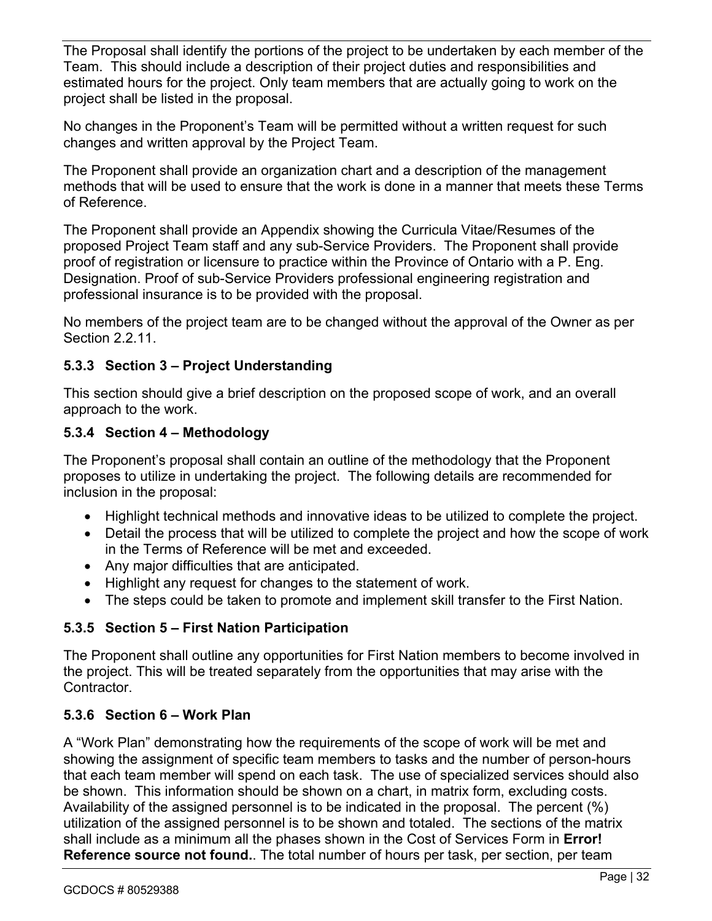The Proposal shall identify the portions of the project to be undertaken by each member of the Team. This should include a description of their project duties and responsibilities and estimated hours for the project. Only team members that are actually going to work on the project shall be listed in the proposal.

No changes in the Proponent's Team will be permitted without a written request for such changes and written approval by the Project Team.

The Proponent shall provide an organization chart and a description of the management methods that will be used to ensure that the work is done in a manner that meets these Terms of Reference.

The Proponent shall provide an Appendix showing the Curricula Vitae/Resumes of the proposed Project Team staff and any sub-Service Providers. The Proponent shall provide proof of registration or licensure to practice within the Province of Ontario with a P. Eng. Designation. Proof of sub-Service Providers professional engineering registration and professional insurance is to be provided with the proposal.

No members of the project team are to be changed without the approval of the Owner as per Section 2.2.11.

### 5.3.3 Section 3 – Project Understanding

This section should give a brief description on the proposed scope of work, and an overall approach to the work.

### 5.3.4 Section 4 – Methodology

The Proponent's proposal shall contain an outline of the methodology that the Proponent proposes to utilize in undertaking the project. The following details are recommended for inclusion in the proposal:

- Highlight technical methods and innovative ideas to be utilized to complete the project.
- Detail the process that will be utilized to complete the project and how the scope of work in the Terms of Reference will be met and exceeded.
- Any major difficulties that are anticipated.
- Highlight any request for changes to the statement of work.
- The steps could be taken to promote and implement skill transfer to the First Nation.

### 5.3.5 Section 5 – First Nation Participation

The Proponent shall outline any opportunities for First Nation members to become involved in the project. This will be treated separately from the opportunities that may arise with the Contractor.

### 5.3.6 Section 6 – Work Plan

A "Work Plan" demonstrating how the requirements of the scope of work will be met and showing the assignment of specific team members to tasks and the number of person-hours that each team member will spend on each task. The use of specialized services should also be shown. This information should be shown on a chart, in matrix form, excluding costs. Availability of the assigned personnel is to be indicated in the proposal. The percent (%) utilization of the assigned personnel is to be shown and totaled. The sections of the matrix shall include as a minimum all the phases shown in the Cost of Services Form in **Error! Reference source not found.**. The total number of hours per task, per section, per team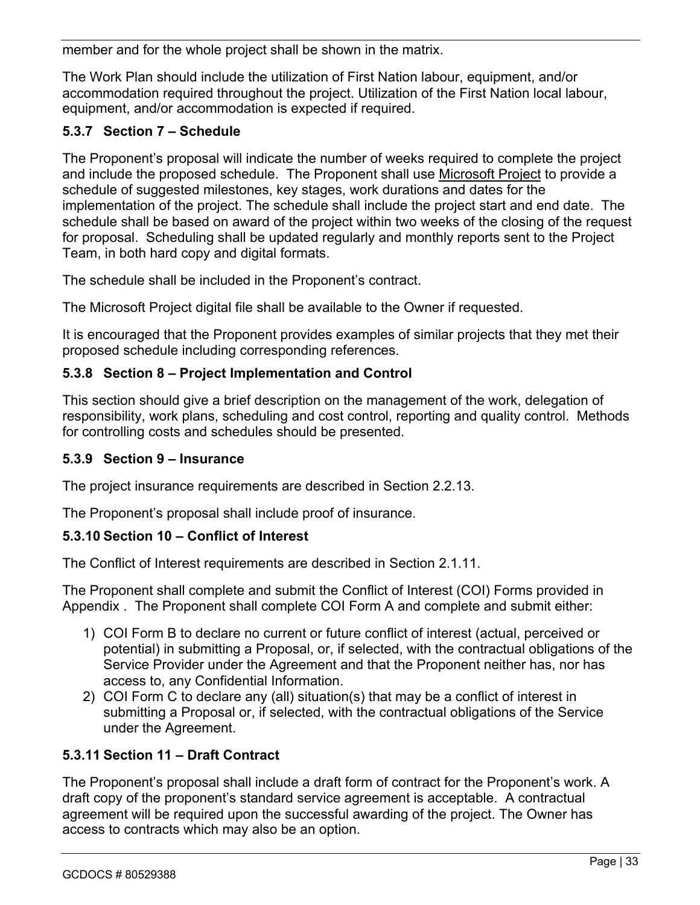member and for the whole project shall be shown in the matrix.

The Work Plan should include the utilization of First Nation labour, equipment, and/or accommodation required throughout the project. Utilization of the First Nation local labour, equipment, and/or accommodation is expected if required.

### 5.3.7 Section 7 – Schedule

The Proponent's proposal will indicate the number of weeks required to complete the project and include the proposed schedule. The Proponent shall use Microsoft Project to provide a schedule of suggested milestones, key stages, work durations and dates for the implementation of the project. The schedule shall include the project start and end date. The schedule shall be based on award of the project within two weeks of the closing of the request for proposal. Scheduling shall be updated regularly and monthly reports sent to the Project Team, in both hard copy and digital formats.

The schedule shall be included in the Proponent's contract.

The Microsoft Project digital file shall be available to the Owner if requested.

It is encouraged that the Proponent provides examples of similar projects that they met their proposed schedule including corresponding references.

### 5.3.8 Section 8 – Project Implementation and Control

This section should give a brief description on the management of the work, delegation of responsibility, work plans, scheduling and cost control, reporting and quality control. Methods for controlling costs and schedules should be presented.

### 5.3.9 Section 9 – Insurance

The project insurance requirements are described in Section 2.2.13.

The Proponent's proposal shall include proof of insurance.

### 5.3.10 Section 10 – Conflict of Interest

The Conflict of Interest requirements are described in Section 2.1.11.

The Proponent shall complete and submit the Conflict of Interest (COI) Forms provided in Appendix . The Proponent shall complete COI Form A and complete and submit either:

1) COI Form B to declare no current or future conflict of interest (actual, perceived or potential) in submitting a Proposal, or, if selected, with the contractual obligations of the Service Provider under the Agreement and that the Proponent neither has, nor has access to, any Confidential Information.
2) COI Form C to declare any (all) situation(s) that may be a conflict of interest in submitting a Proposal or, if selected, with the contractual obligations of the Service under the Agreement.

### 5.3.11 Section 11 – Draft Contract

The Proponent's proposal shall include a draft form of contract for the Proponent's work. A draft copy of the proponent's standard service agreement is acceptable. A contractual agreement will be required upon the successful awarding of the project. The Owner has access to contracts which may also be an option.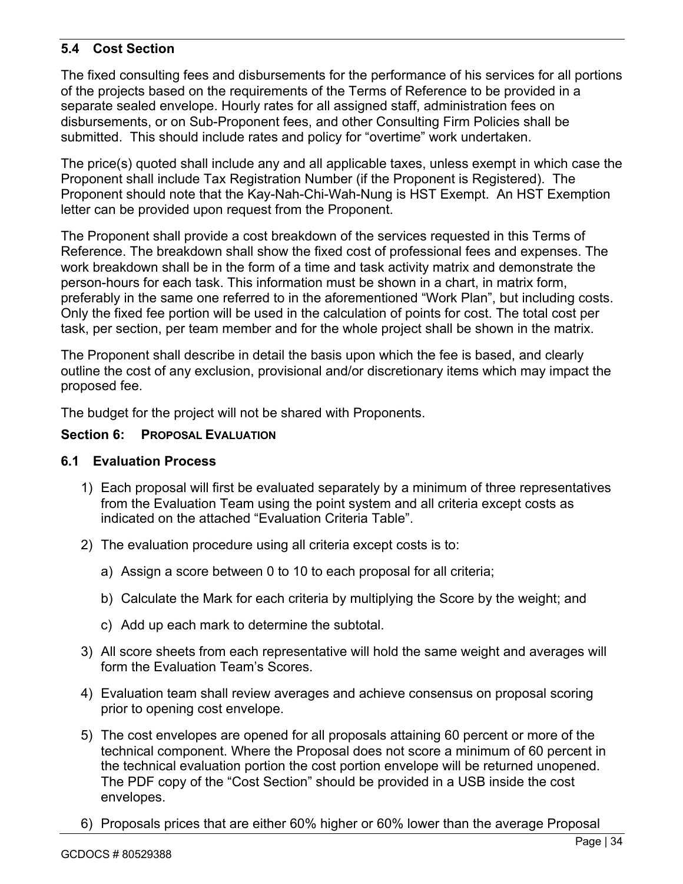### 5.4 Cost Section

The fixed consulting fees and disbursements for the performance of his services for all portions of the projects based on the requirements of the Terms of Reference to be provided in a separate sealed envelope. Hourly rates for all assigned staff, administration fees on disbursements, or on Sub-Proponent fees, and other Consulting Firm Policies shall be submitted. This should include rates and policy for "overtime" work undertaken.

The price(s) quoted shall include any and all applicable taxes, unless exempt in which case the Proponent shall include Tax Registration Number (if the Proponent is Registered). The Proponent should note that the Kay-Nah-Chi-Wah-Nung is HST Exempt. An HST Exemption letter can be provided upon request from the Proponent.

The Proponent shall provide a cost breakdown of the services requested in this Terms of Reference. The breakdown shall show the fixed cost of professional fees and expenses. The work breakdown shall be in the form of a time and task activity matrix and demonstrate the person-hours for each task. This information must be shown in a chart, in matrix form, preferably in the same one referred to in the aforementioned "Work Plan", but including costs. Only the fixed fee portion will be used in the calculation of points for cost. The total cost per task, per section, per team member and for the whole project shall be shown in the matrix.

The Proponent shall describe in detail the basis upon which the fee is based, and clearly outline the cost of any exclusion, provisional and/or discretionary items which may impact the proposed fee.

The budget for the project will not be shared with Proponents.

## Section 6: PROPOSAL EVALUATION

### 6.1 Evaluation Process

1) Each proposal will first be evaluated separately by a minimum of three representatives from the Evaluation Team using the point system and all criteria except costs as indicated on the attached "Evaluation Criteria Table".
2) The evaluation procedure using all criteria except costs is to:
   a) Assign a score between 0 to 10 to each proposal for all criteria;
   b) Calculate the Mark for each criteria by multiplying the Score by the weight; and
   c) Add up each mark to determine the subtotal.
3) All score sheets from each representative will hold the same weight and averages will form the Evaluation Team's Scores.
4) Evaluation team shall review averages and achieve consensus on proposal scoring prior to opening cost envelope.
5) The cost envelopes are opened for all proposals attaining 60 percent or more of the technical component. Where the Proposal does not score a minimum of 60 percent in the technical evaluation portion the cost portion envelope will be returned unopened. The PDF copy of the "Cost Section" should be provided in a USB inside the cost envelopes.
6) Proposals prices that are either 60% higher or 60% lower than the average Proposal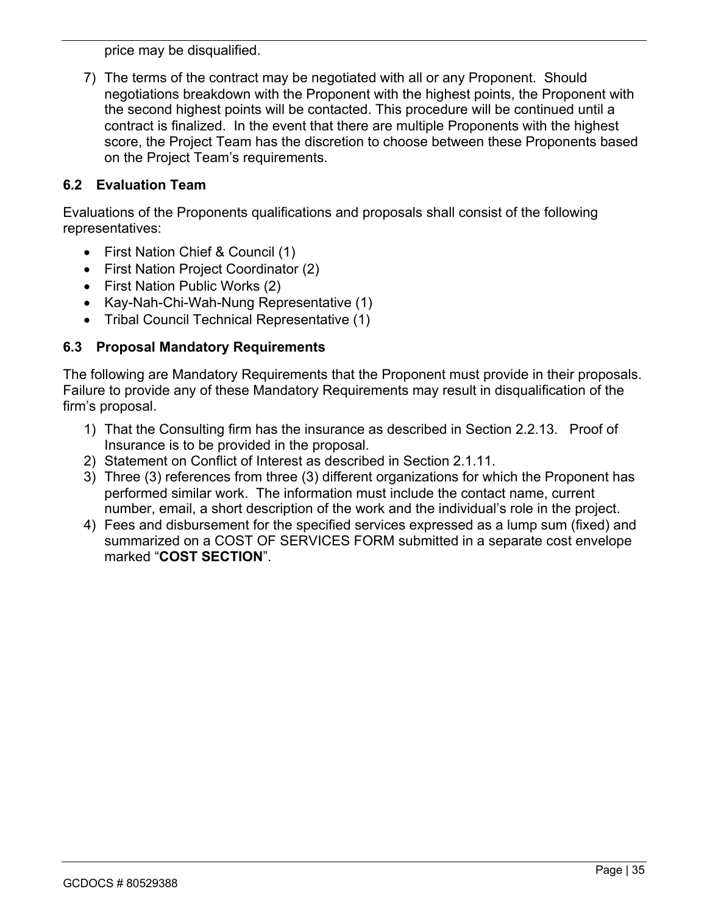price may be disqualified.

7) The terms of the contract may be negotiated with all or any Proponent. Should negotiations breakdown with the Proponent with the highest points, the Proponent with the second highest points will be contacted. This procedure will be continued until a contract is finalized. In the event that there are multiple Proponents with the highest score, the Project Team has the discretion to choose between these Proponents based on the Project Team's requirements.

### 6.2 Evaluation Team

Evaluations of the Proponents qualifications and proposals shall consist of the following representatives:

- First Nation Chief & Council (1)
- First Nation Project Coordinator (2)
- First Nation Public Works (2)
- Kay-Nah-Chi-Wah-Nung Representative (1)
- Tribal Council Technical Representative (1)

### 6.3 Proposal Mandatory Requirements

The following are Mandatory Requirements that the Proponent must provide in their proposals. Failure to provide any of these Mandatory Requirements may result in disqualification of the firm's proposal.

1) That the Consulting firm has the insurance as described in Section 2.2.13. Proof of Insurance is to be provided in the proposal.
2) Statement on Conflict of Interest as described in Section 2.1.11.
3) Three (3) references from three (3) different organizations for which the Proponent has performed similar work. The information must include the contact name, current number, email, a short description of the work and the individual's role in the project.
4) Fees and disbursement for the specified services expressed as a lump sum (fixed) and summarized on a COST OF SERVICES FORM submitted in a separate cost envelope marked "**COST SECTION**".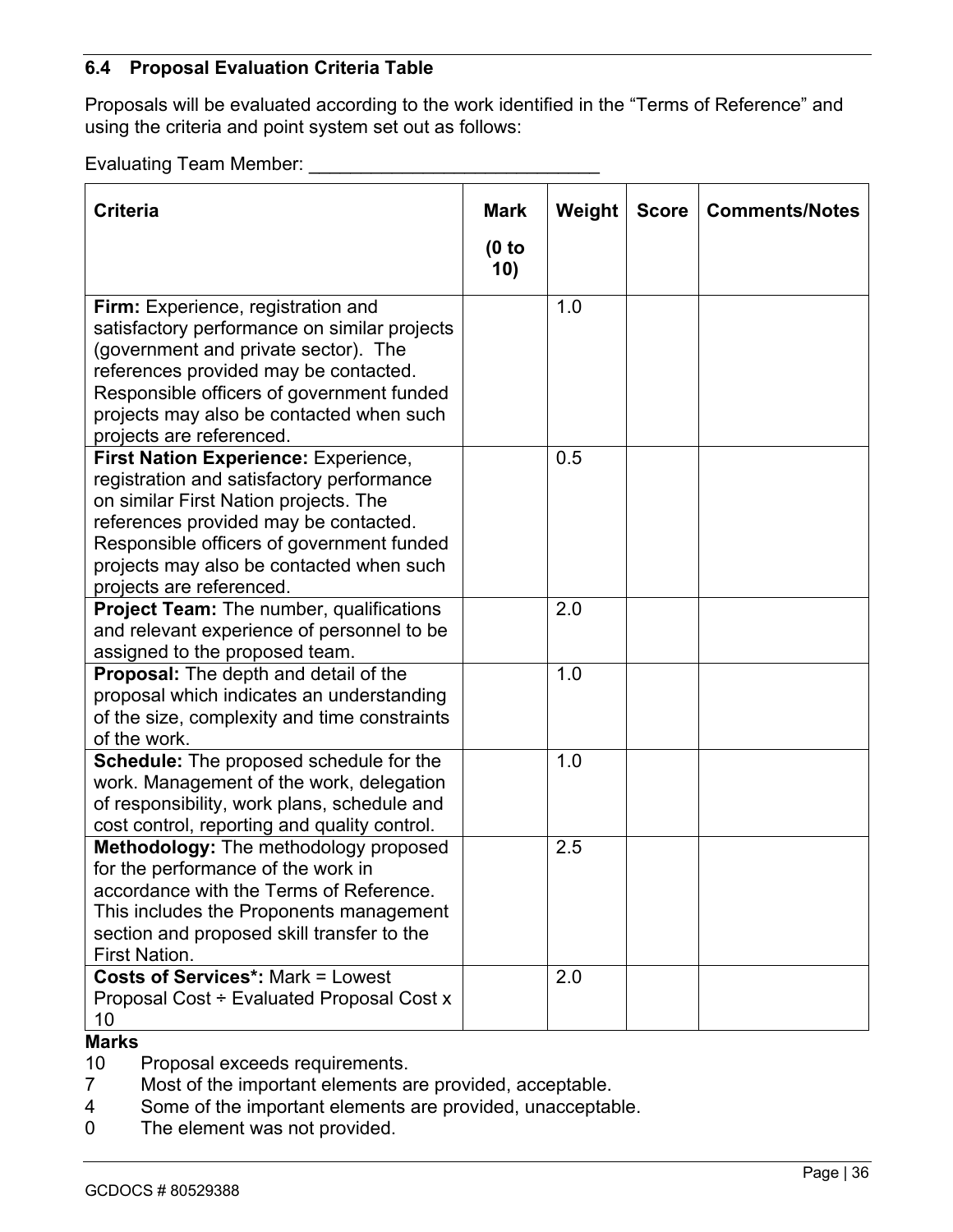### 6.4 Proposal Evaluation Criteria Table

Proposals will be evaluated according to the work identified in the "Terms of Reference" and using the criteria and point system set out as follows:

Evaluating Team Member: ____________________________

| Criteria | Mark (0 to 10) | Weight | Score | Comments/Notes |
|---|---|---|---|---|
| **Firm:** Experience, registration and satisfactory performance on similar projects (government and private sector). The references provided may be contacted. Responsible officers of government funded projects may also be contacted when such projects are referenced. | | 1.0 | | |
| **First Nation Experience:** Experience, registration and satisfactory performance on similar First Nation projects. The references provided may be contacted. Responsible officers of government funded projects may also be contacted when such projects are referenced. | | 0.5 | | |
| **Project Team:** The number, qualifications and relevant experience of personnel to be assigned to the proposed team. | | 2.0 | | |
| **Proposal:** The depth and detail of the proposal which indicates an understanding of the size, complexity and time constraints of the work. | | 1.0 | | |
| **Schedule:** The proposed schedule for the work. Management of the work, delegation of responsibility, work plans, schedule and cost control, reporting and quality control. | | 1.0 | | |
| **Methodology:** The methodology proposed for the performance of the work in accordance with the Terms of Reference. This includes the Proponents management section and proposed skill transfer to the First Nation. | | 2.5 | | |
| **Costs of Services*:** Mark = Lowest Proposal Cost ÷ Evaluated Proposal Cost x 10 | | 2.0 | | |

**Marks**

- 10 Proposal exceeds requirements.
- 7 Most of the important elements are provided, acceptable.
- 4 Some of the important elements are provided, unacceptable.
- 0 The element was not provided.

GCDOCS # 80529388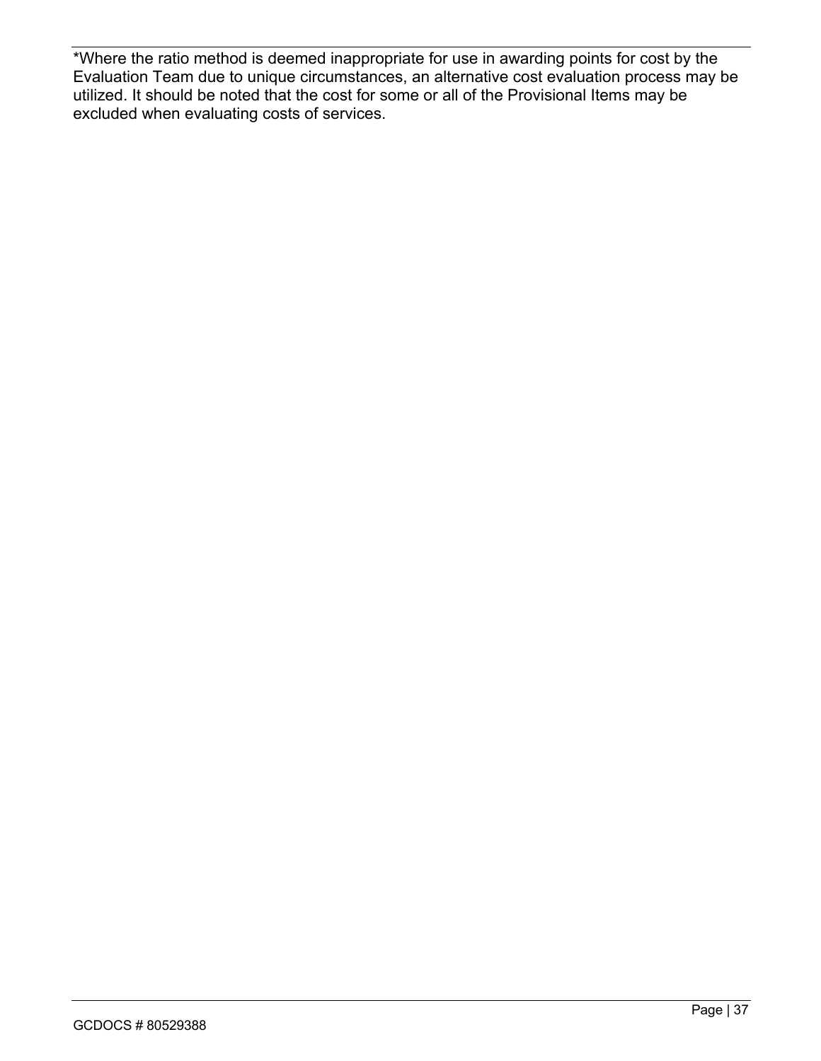*Where the ratio method is deemed inappropriate for use in awarding points for cost by the Evaluation Team due to unique circumstances, an alternative cost evaluation process may be utilized. It should be noted that the cost for some or all of the Provisional Items may be excluded when evaluating costs of services.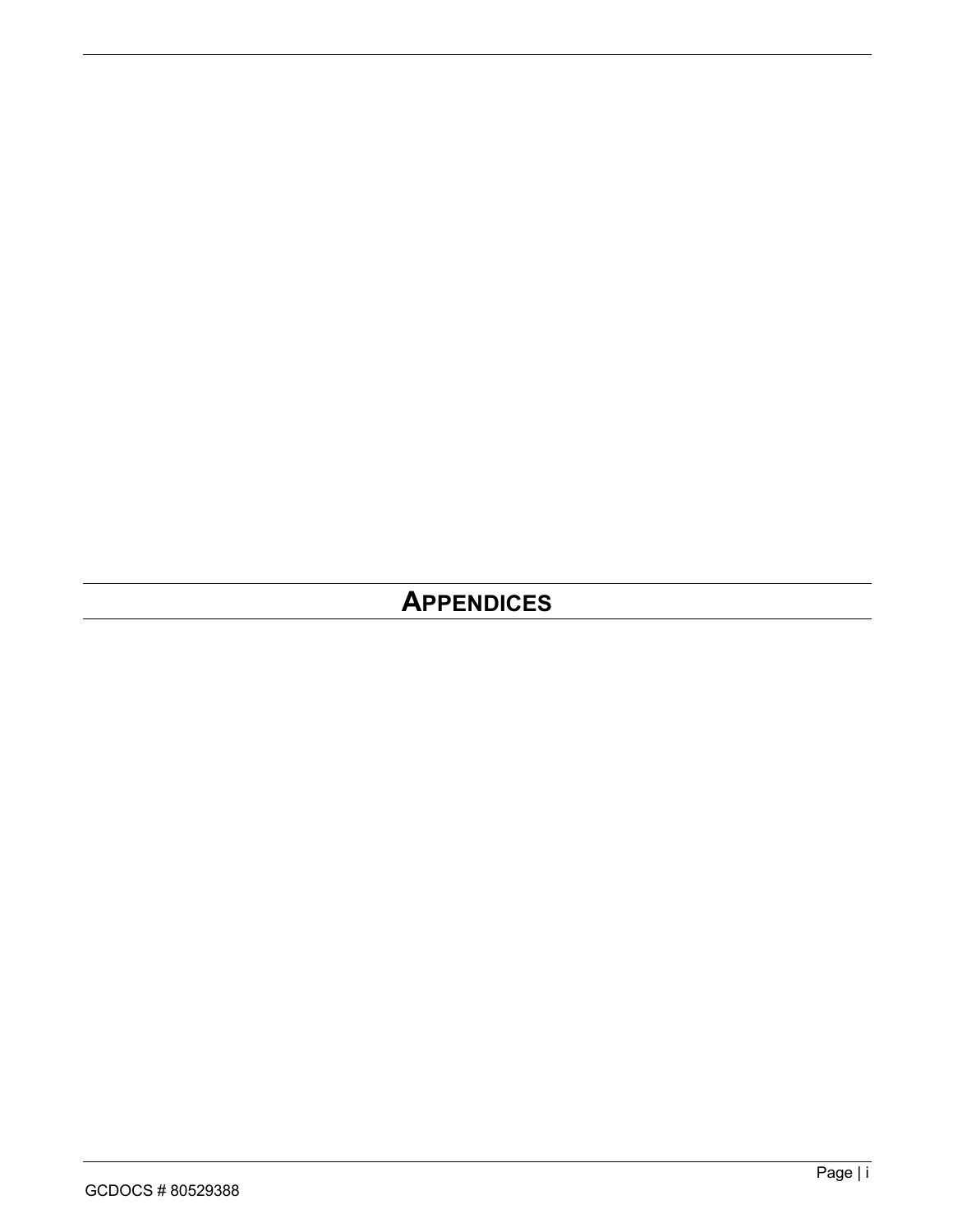# APPENDICES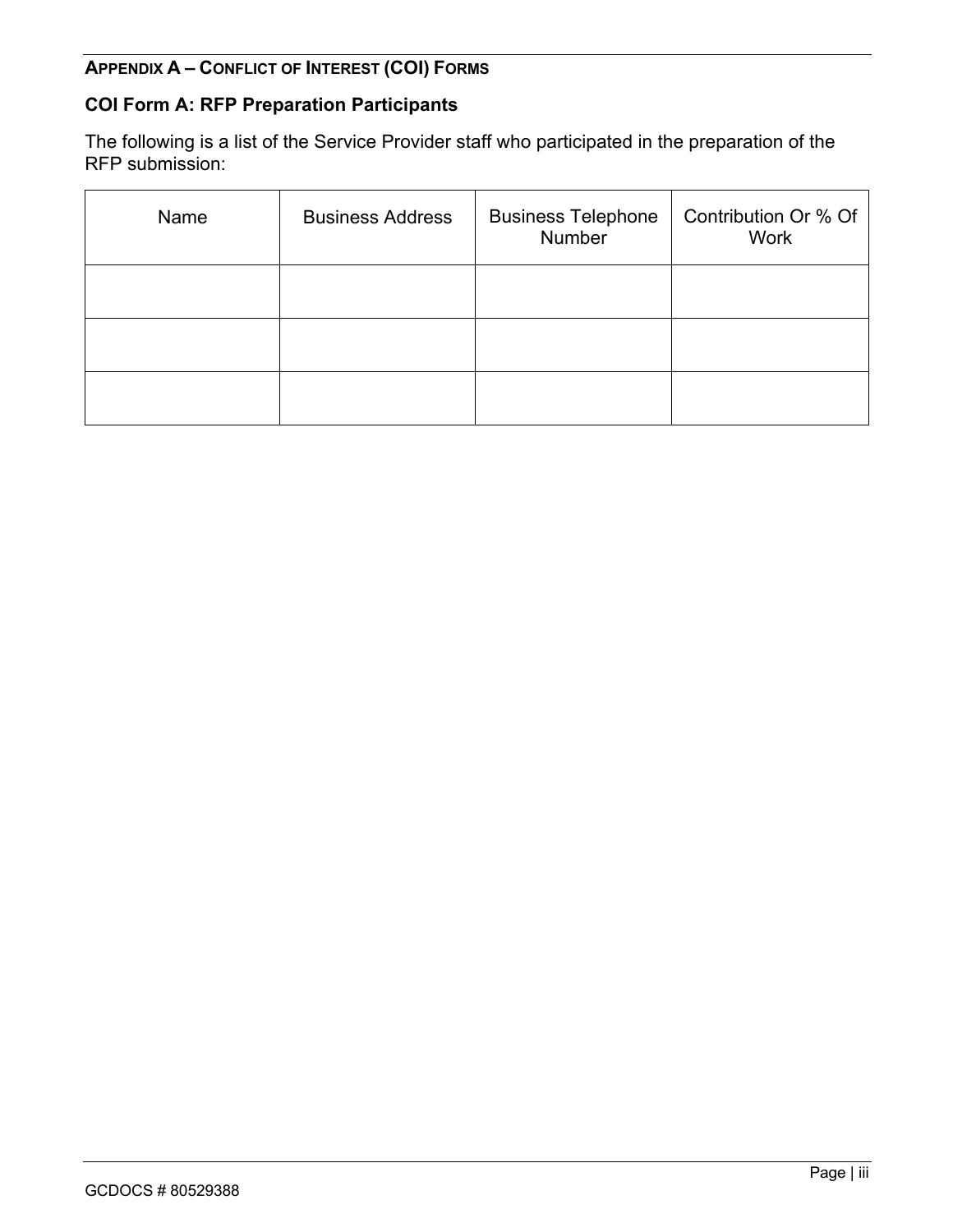## APPENDIX A – CONFLICT OF INTEREST (COI) FORMS

### COI Form A: RFP Preparation Participants

The following is a list of the Service Provider staff who participated in the preparation of the RFP submission:

| Name | Business Address | Business Telephone Number | Contribution Or % Of Work |
|---|---|---|---|
| | | | |
| | | | |
| | | | |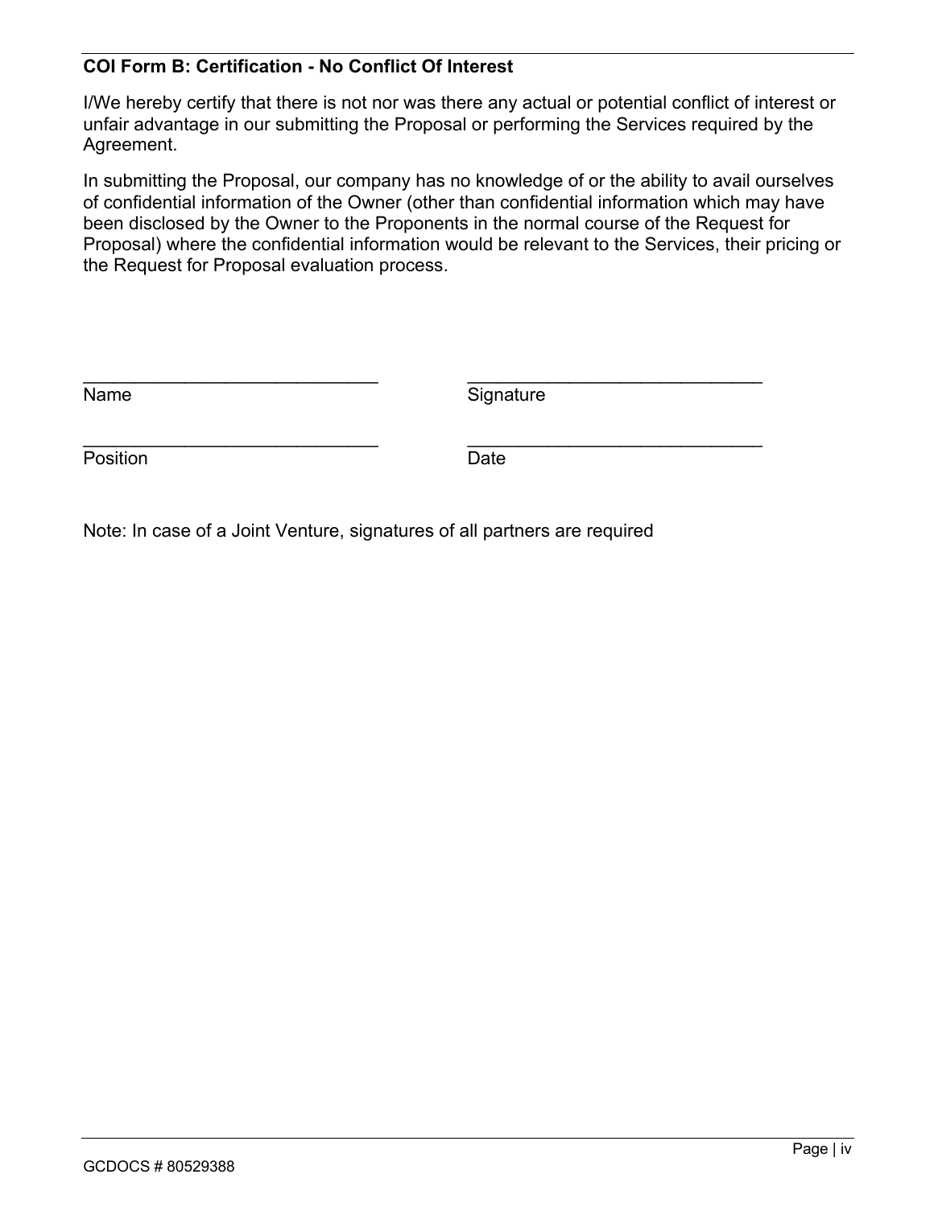**COI Form B: Certification - No Conflict Of Interest**

I/We hereby certify that there is not nor was there any actual or potential conflict of interest or unfair advantage in our submitting the Proposal or performing the Services required by the Agreement.

In submitting the Proposal, our company has no knowledge of or the ability to avail ourselves of confidential information of the Owner (other than confidential information which may have been disclosed by the Owner to the Proponents in the normal course of the Request for Proposal) where the confidential information would be relevant to the Services, their pricing or the Request for Proposal evaluation process.

| | |
|---|---|
| ______________________________ | ______________________________ |
| Name | Signature |
| ______________________________ | ______________________________ |
| Position | Date |

Note: In case of a Joint Venture, signatures of all partners are required

GCDOCS # 80529388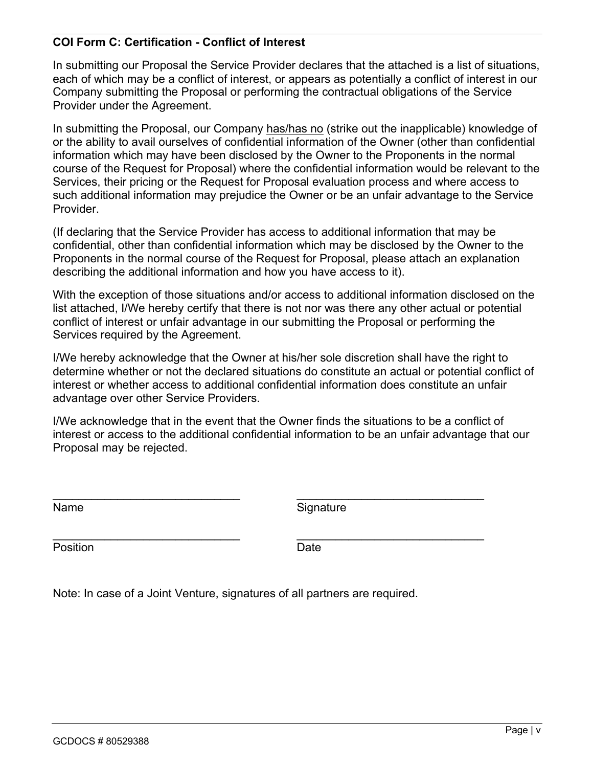**COI Form C: Certification - Conflict of Interest**

In submitting our Proposal the Service Provider declares that the attached is a list of situations, each of which may be a conflict of interest, or appears as potentially a conflict of interest in our Company submitting the Proposal or performing the contractual obligations of the Service Provider under the Agreement.

In submitting the Proposal, our Company <u>has/has no</u> (strike out the inapplicable) knowledge of or the ability to avail ourselves of confidential information of the Owner (other than confidential information which may have been disclosed by the Owner to the Proponents in the normal course of the Request for Proposal) where the confidential information would be relevant to the Services, their pricing or the Request for Proposal evaluation process and where access to such additional information may prejudice the Owner or be an unfair advantage to the Service Provider.

(If declaring that the Service Provider has access to additional information that may be confidential, other than confidential information which may be disclosed by the Owner to the Proponents in the normal course of the Request for Proposal, please attach an explanation describing the additional information and how you have access to it).

With the exception of those situations and/or access to additional information disclosed on the list attached, I/We hereby certify that there is not nor was there any other actual or potential conflict of interest or unfair advantage in our submitting the Proposal or performing the Services required by the Agreement.

I/We hereby acknowledge that the Owner at his/her sole discretion shall have the right to determine whether or not the declared situations do constitute an actual or potential conflict of interest or whether access to additional confidential information does constitute an unfair advantage over other Service Providers.

I/We acknowledge that in the event that the Owner finds the situations to be a conflict of interest or access to the additional confidential information to be an unfair advantage that our Proposal may be rejected.

| | |
|---|---|
| ______________________________ | ______________________________ |
| Name | Signature |
| ______________________________ | ______________________________ |
| Position | Date |

Note: In case of a Joint Venture, signatures of all partners are required.

GCDOCS # 80529388